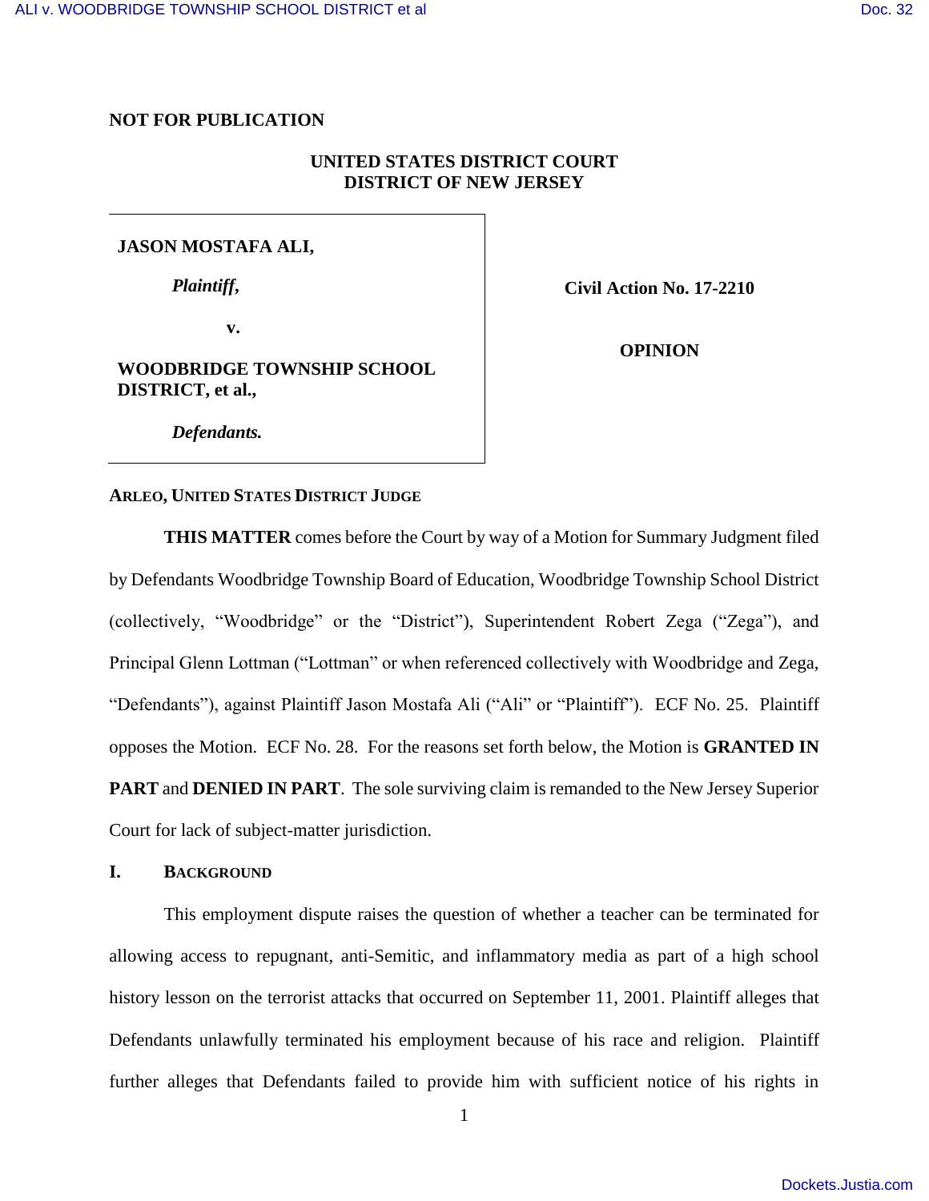**NOT FOR PUBLICATION**

**UNITED STATES DISTRICT COURT**
**DISTRICT OF NEW JERSEY**

| | |
|---|---|
| **JASON MOSTAFA ALI,** *Plaintiff,* v. **WOODBRIDGE TOWNSHIP SCHOOL DISTRICT, et al.,** *Defendants.* | **Civil Action No. 17-2210** **OPINION** |

**ARLEO, UNITED STATES DISTRICT JUDGE**

**THIS MATTER** comes before the Court by way of a Motion for Summary Judgment filed by Defendants Woodbridge Township Board of Education, Woodbridge Township School District (collectively, "Woodbridge" or the "District"), Superintendent Robert Zega ("Zega"), and Principal Glenn Lottman ("Lottman" or when referenced collectively with Woodbridge and Zega, "Defendants"), against Plaintiff Jason Mostafa Ali ("Ali" or "Plaintiff"). ECF No. 25. Plaintiff opposes the Motion. ECF No. 28. For the reasons set forth below, the Motion is **GRANTED IN PART** and **DENIED IN PART**. The sole surviving claim is remanded to the New Jersey Superior Court for lack of subject-matter jurisdiction.

## I. BACKGROUND

This employment dispute raises the question of whether a teacher can be terminated for allowing access to repugnant, anti-Semitic, and inflammatory media as part of a high school history lesson on the terrorist attacks that occurred on September 11, 2001. Plaintiff alleges that Defendants unlawfully terminated his employment because of his race and religion. Plaintiff further alleges that Defendants failed to provide him with sufficient notice of his rights in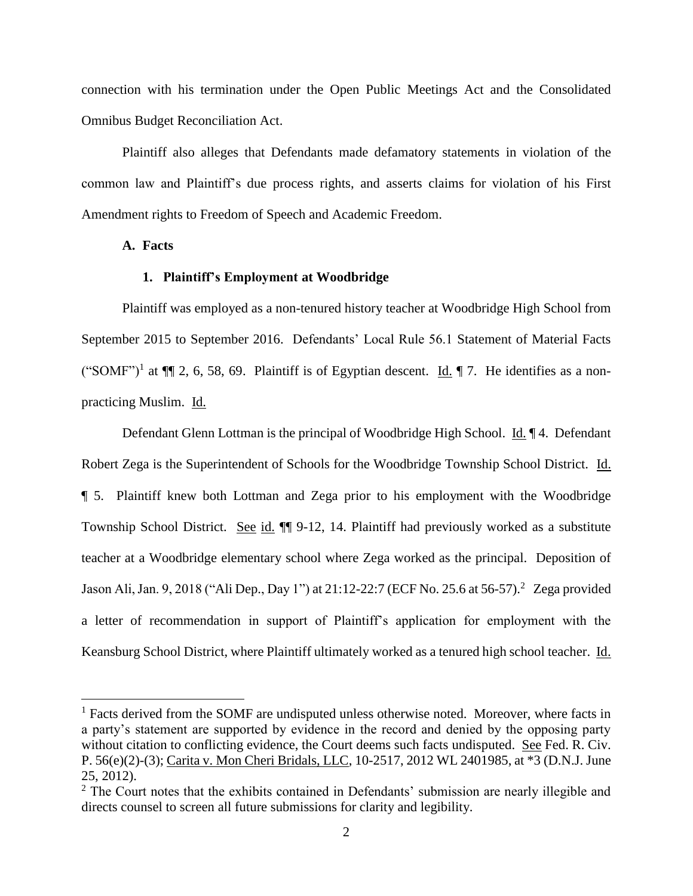connection with his termination under the Open Public Meetings Act and the Consolidated Omnibus Budget Reconciliation Act.

Plaintiff also alleges that Defendants made defamatory statements in violation of the common law and Plaintiff's due process rights, and asserts claims for violation of his First Amendment rights to Freedom of Speech and Academic Freedom.

### A. Facts

#### 1. Plaintiff's Employment at Woodbridge

Plaintiff was employed as a non-tenured history teacher at Woodbridge High School from September 2015 to September 2016. Defendants' Local Rule 56.1 Statement of Material Facts ("SOMF")[1] at ¶¶ 2, 6, 58, 69. Plaintiff is of Egyptian descent. Id. ¶ 7. He identifies as a non-practicing Muslim. Id.

Defendant Glenn Lottman is the principal of Woodbridge High School. Id. ¶ 4. Defendant Robert Zega is the Superintendent of Schools for the Woodbridge Township School District. Id. ¶ 5. Plaintiff knew both Lottman and Zega prior to his employment with the Woodbridge Township School District. See id. ¶¶ 9-12, 14. Plaintiff had previously worked as a substitute teacher at a Woodbridge elementary school where Zega worked as the principal. Deposition of Jason Ali, Jan. 9, 2018 ("Ali Dep., Day 1") at 21:12-22:7 (ECF No. 25.6 at 56-57).[2] Zega provided a letter of recommendation in support of Plaintiff's application for employment with the Keansburg School District, where Plaintiff ultimately worked as a tenured high school teacher. Id.

---

[1] Facts derived from the SOMF are undisputed unless otherwise noted. Moreover, where facts in a party's statement are supported by evidence in the record and denied by the opposing party without citation to conflicting evidence, the Court deems such facts undisputed. See Fed. R. Civ. P. 56(e)(2)-(3); Carita v. Mon Cheri Bridals, LLC, 10-2517, 2012 WL 2401985, at *3 (D.N.J. June 25, 2012).

[2] The Court notes that the exhibits contained in Defendants' submission are nearly illegible and directs counsel to screen all future submissions for clarity and legibility.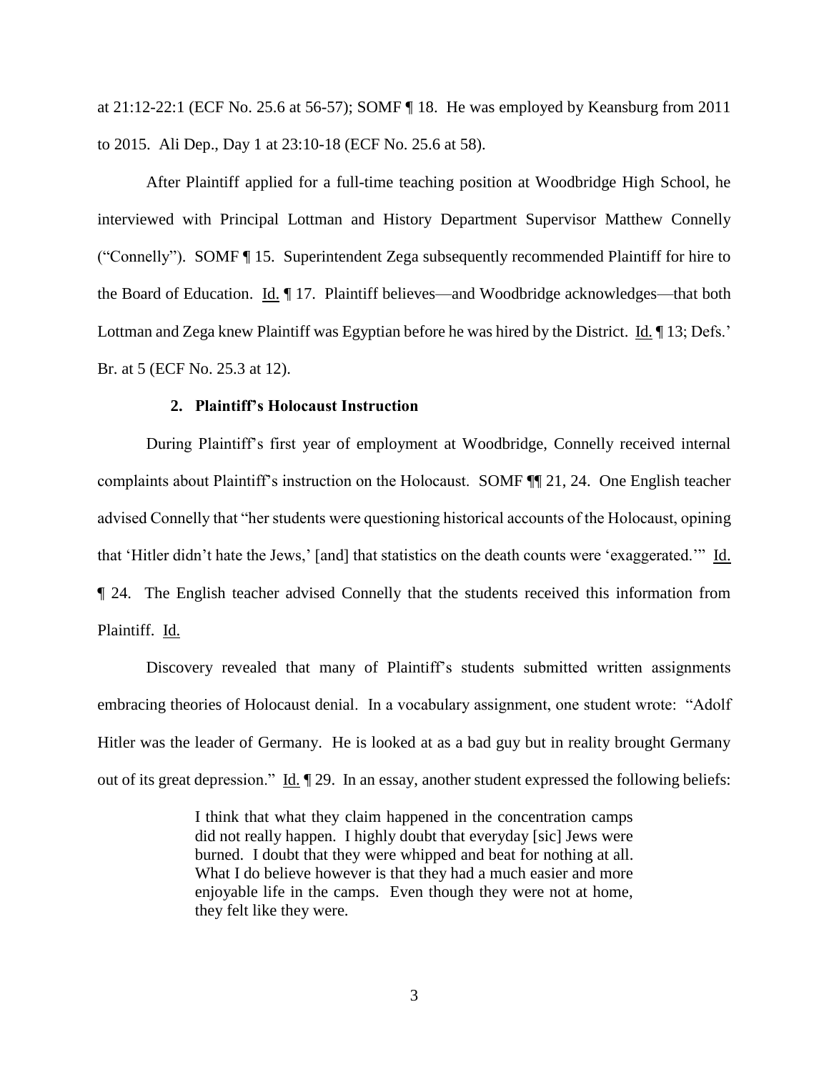at 21:12-22:1 (ECF No. 25.6 at 56-57); SOMF ¶ 18. He was employed by Keansburg from 2011 to 2015. Ali Dep., Day 1 at 23:10-18 (ECF No. 25.6 at 58).

After Plaintiff applied for a full-time teaching position at Woodbridge High School, he interviewed with Principal Lottman and History Department Supervisor Matthew Connelly ("Connelly"). SOMF ¶ 15. Superintendent Zega subsequently recommended Plaintiff for hire to the Board of Education. Id. ¶ 17. Plaintiff believes—and Woodbridge acknowledges—that both Lottman and Zega knew Plaintiff was Egyptian before he was hired by the District. Id. ¶ 13; Defs.' Br. at 5 (ECF No. 25.3 at 12).

### 2. Plaintiff's Holocaust Instruction

During Plaintiff's first year of employment at Woodbridge, Connelly received internal complaints about Plaintiff's instruction on the Holocaust. SOMF ¶¶ 21, 24. One English teacher advised Connelly that "her students were questioning historical accounts of the Holocaust, opining that 'Hitler didn't hate the Jews,' [and] that statistics on the death counts were 'exaggerated.'" Id. ¶ 24. The English teacher advised Connelly that the students received this information from Plaintiff. Id.

Discovery revealed that many of Plaintiff's students submitted written assignments embracing theories of Holocaust denial. In a vocabulary assignment, one student wrote: "Adolf Hitler was the leader of Germany. He is looked at as a bad guy but in reality brought Germany out of its great depression." Id. ¶ 29. In an essay, another student expressed the following beliefs:

> I think that what they claim happened in the concentration camps did not really happen. I highly doubt that everyday [sic] Jews were burned. I doubt that they were whipped and beat for nothing at all. What I do believe however is that they had a much easier and more enjoyable life in the camps. Even though they were not at home, they felt like they were.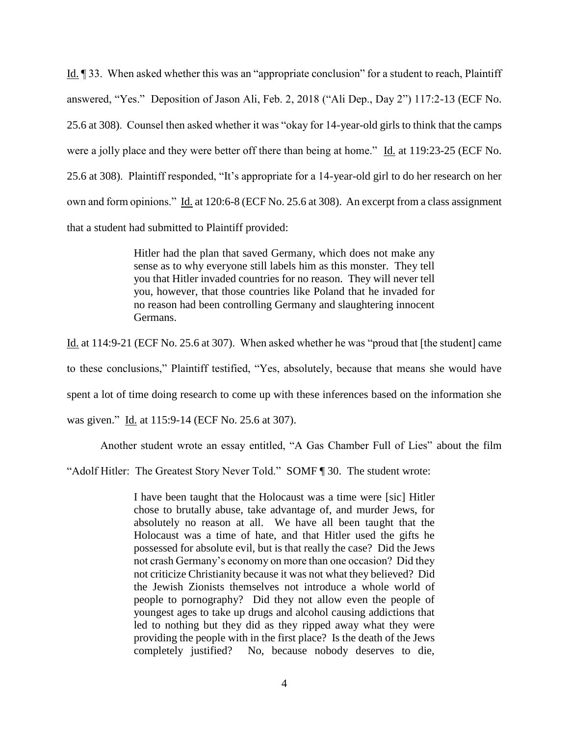Id. ¶ 33. When asked whether this was an "appropriate conclusion" for a student to reach, Plaintiff answered, "Yes." Deposition of Jason Ali, Feb. 2, 2018 ("Ali Dep., Day 2") 117:2-13 (ECF No. 25.6 at 308). Counsel then asked whether it was "okay for 14-year-old girls to think that the camps were a jolly place and they were better off there than being at home." Id. at 119:23-25 (ECF No. 25.6 at 308). Plaintiff responded, "It's appropriate for a 14-year-old girl to do her research on her own and form opinions." Id. at 120:6-8 (ECF No. 25.6 at 308). An excerpt from a class assignment that a student had submitted to Plaintiff provided:

> Hitler had the plan that saved Germany, which does not make any sense as to why everyone still labels him as this monster. They tell you that Hitler invaded countries for no reason. They will never tell you, however, that those countries like Poland that he invaded for no reason had been controlling Germany and slaughtering innocent Germans.

Id. at 114:9-21 (ECF No. 25.6 at 307). When asked whether he was "proud that [the student] came to these conclusions," Plaintiff testified, "Yes, absolutely, because that means she would have spent a lot of time doing research to come up with these inferences based on the information she was given." Id. at 115:9-14 (ECF No. 25.6 at 307).

Another student wrote an essay entitled, "A Gas Chamber Full of Lies" about the film "Adolf Hitler: The Greatest Story Never Told." SOMF ¶ 30. The student wrote:

> I have been taught that the Holocaust was a time were [sic] Hitler chose to brutally abuse, take advantage of, and murder Jews, for absolutely no reason at all. We have all been taught that the Holocaust was a time of hate, and that Hitler used the gifts he possessed for absolute evil, but is that really the case? Did the Jews not crash Germany's economy on more than one occasion? Did they not criticize Christianity because it was not what they believed? Did the Jewish Zionists themselves not introduce a whole world of people to pornography? Did they not allow even the people of youngest ages to take up drugs and alcohol causing addictions that led to nothing but they did as they ripped away what they were providing the people with in the first place? Is the death of the Jews completely justified? No, because nobody deserves to die,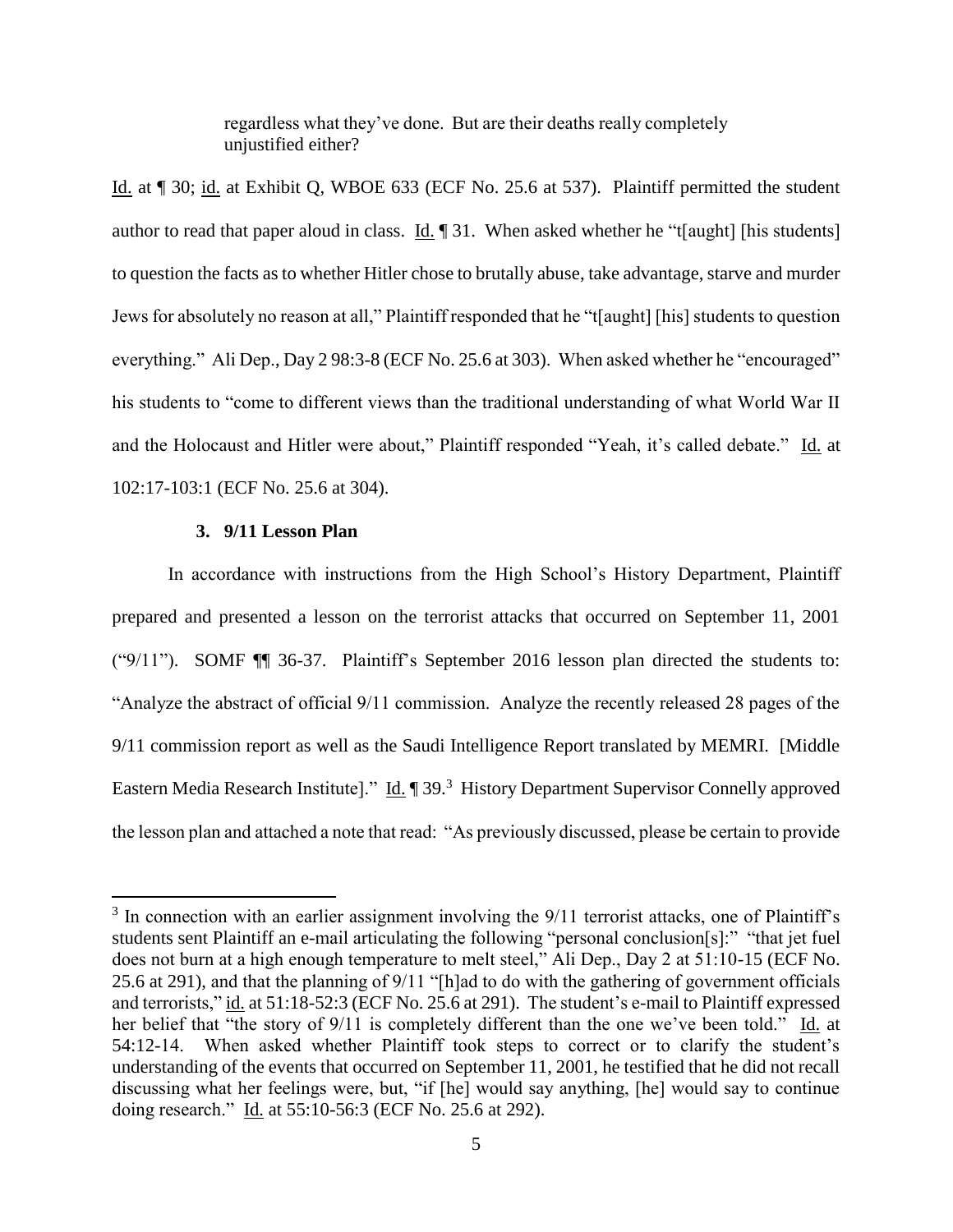> regardless what they've done. But are their deaths really completely unjustified either?

Id. at ¶ 30; id. at Exhibit Q, WBOE 633 (ECF No. 25.6 at 537). Plaintiff permitted the student author to read that paper aloud in class. Id. ¶ 31. When asked whether he "t[aught] [his students] to question the facts as to whether Hitler chose to brutally abuse, take advantage, starve and murder Jews for absolutely no reason at all," Plaintiff responded that he "t[aught] [his] students to question everything." Ali Dep., Day 2 98:3-8 (ECF No. 25.6 at 303). When asked whether he "encouraged" his students to "come to different views than the traditional understanding of what World War II and the Holocaust and Hitler were about," Plaintiff responded "Yeah, it's called debate." Id. at 102:17-103:1 (ECF No. 25.6 at 304).

### 3. 9/11 Lesson Plan

In accordance with instructions from the High School's History Department, Plaintiff prepared and presented a lesson on the terrorist attacks that occurred on September 11, 2001 ("9/11"). SOMF ¶¶ 36-37. Plaintiff's September 2016 lesson plan directed the students to: "Analyze the abstract of official 9/11 commission. Analyze the recently released 28 pages of the 9/11 commission report as well as the Saudi Intelligence Report translated by MEMRI. [Middle Eastern Media Research Institute]." Id. ¶ 39.[3] History Department Supervisor Connelly approved the lesson plan and attached a note that read: "As previously discussed, please be certain to provide

---

[3] In connection with an earlier assignment involving the 9/11 terrorist attacks, one of Plaintiff's students sent Plaintiff an e-mail articulating the following "personal conclusion[s]:" "that jet fuel does not burn at a high enough temperature to melt steel," Ali Dep., Day 2 at 51:10-15 (ECF No. 25.6 at 291), and that the planning of 9/11 "[h]ad to do with the gathering of government officials and terrorists," id. at 51:18-52:3 (ECF No. 25.6 at 291). The student's e-mail to Plaintiff expressed her belief that "the story of 9/11 is completely different than the one we've been told." Id. at 54:12-14. When asked whether Plaintiff took steps to correct or to clarify the student's understanding of the events that occurred on September 11, 2001, he testified that he did not recall discussing what her feelings were, but, "if [he] would say anything, [he] would say to continue doing research." Id. at 55:10-56:3 (ECF No. 25.6 at 292).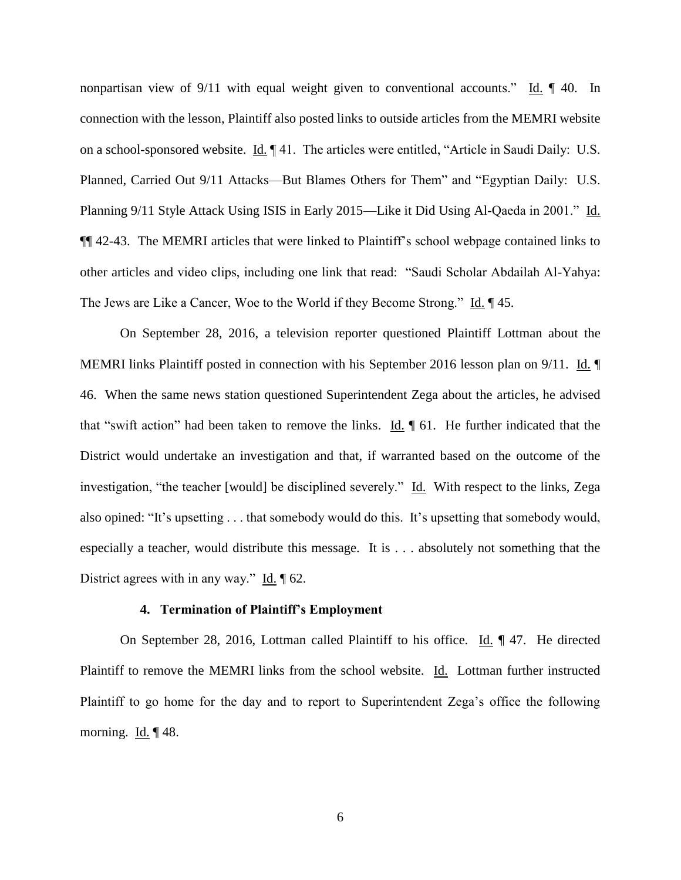nonpartisan view of 9/11 with equal weight given to conventional accounts." Id. ¶ 40. In connection with the lesson, Plaintiff also posted links to outside articles from the MEMRI website on a school-sponsored website. Id. ¶ 41. The articles were entitled, "Article in Saudi Daily: U.S. Planned, Carried Out 9/11 Attacks—But Blames Others for Them" and "Egyptian Daily: U.S. Planning 9/11 Style Attack Using ISIS in Early 2015—Like it Did Using Al-Qaeda in 2001." Id. ¶¶ 42-43. The MEMRI articles that were linked to Plaintiff's school webpage contained links to other articles and video clips, including one link that read: "Saudi Scholar Abdailah Al-Yahya: The Jews are Like a Cancer, Woe to the World if they Become Strong." Id. ¶ 45.

On September 28, 2016, a television reporter questioned Plaintiff Lottman about the MEMRI links Plaintiff posted in connection with his September 2016 lesson plan on 9/11. Id. ¶ 46. When the same news station questioned Superintendent Zega about the articles, he advised that "swift action" had been taken to remove the links. Id. ¶ 61. He further indicated that the District would undertake an investigation and that, if warranted based on the outcome of the investigation, "the teacher [would] be disciplined severely." Id. With respect to the links, Zega also opined: "It's upsetting . . . that somebody would do this. It's upsetting that somebody would, especially a teacher, would distribute this message. It is . . . absolutely not something that the District agrees with in any way." Id. ¶ 62.

#### 4. Termination of Plaintiff's Employment

On September 28, 2016, Lottman called Plaintiff to his office. Id. ¶ 47. He directed Plaintiff to remove the MEMRI links from the school website. Id. Lottman further instructed Plaintiff to go home for the day and to report to Superintendent Zega's office the following morning. Id. ¶ 48.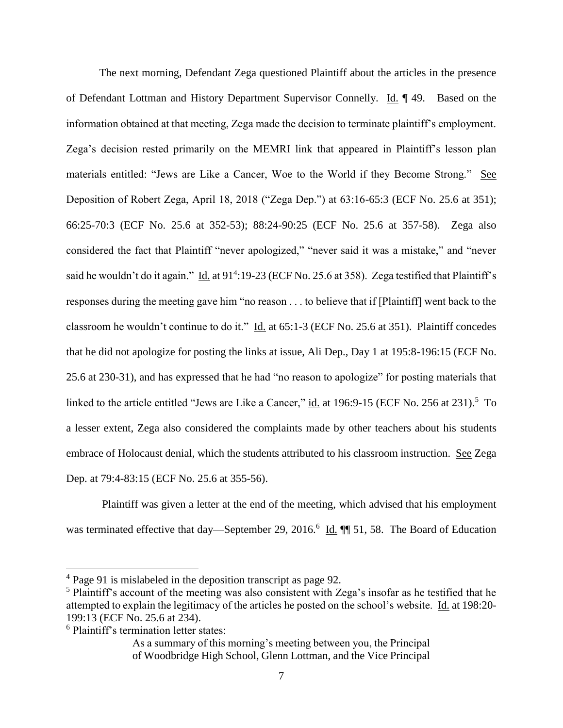The next morning, Defendant Zega questioned Plaintiff about the articles in the presence of Defendant Lottman and History Department Supervisor Connelly. Id. ¶ 49. Based on the information obtained at that meeting, Zega made the decision to terminate plaintiff's employment. Zega's decision rested primarily on the MEMRI link that appeared in Plaintiff's lesson plan materials entitled: "Jews are Like a Cancer, Woe to the World if they Become Strong." See Deposition of Robert Zega, April 18, 2018 ("Zega Dep.") at 63:16-65:3 (ECF No. 25.6 at 351); 66:25-70:3 (ECF No. 25.6 at 352-53); 88:24-90:25 (ECF No. 25.6 at 357-58). Zega also considered the fact that Plaintiff "never apologized," "never said it was a mistake," and "never said he wouldn't do it again." Id. at 91[4]:19-23 (ECF No. 25.6 at 358). Zega testified that Plaintiff's responses during the meeting gave him "no reason . . . to believe that if [Plaintiff] went back to the classroom he wouldn't continue to do it." Id. at 65:1-3 (ECF No. 25.6 at 351). Plaintiff concedes that he did not apologize for posting the links at issue, Ali Dep., Day 1 at 195:8-196:15 (ECF No. 25.6 at 230-31), and has expressed that he had "no reason to apologize" for posting materials that linked to the article entitled "Jews are Like a Cancer," id. at 196:9-15 (ECF No. 256 at 231).[5] To a lesser extent, Zega also considered the complaints made by other teachers about his students embrace of Holocaust denial, which the students attributed to his classroom instruction. See Zega Dep. at 79:4-83:15 (ECF No. 25.6 at 355-56).

Plaintiff was given a letter at the end of the meeting, which advised that his employment was terminated effective that day—September 29, 2016.[6] Id. ¶¶ 51, 58. The Board of Education

---

[4] Page 91 is mislabeled in the deposition transcript as page 92.

[5] Plaintiff's account of the meeting was also consistent with Zega's insofar as he testified that he attempted to explain the legitimacy of the articles he posted on the school's website. Id. at 198:20-199:13 (ECF No. 25.6 at 234).

[6] Plaintiff's termination letter states:

> As a summary of this morning's meeting between you, the Principal of Woodbridge High School, Glenn Lottman, and the Vice Principal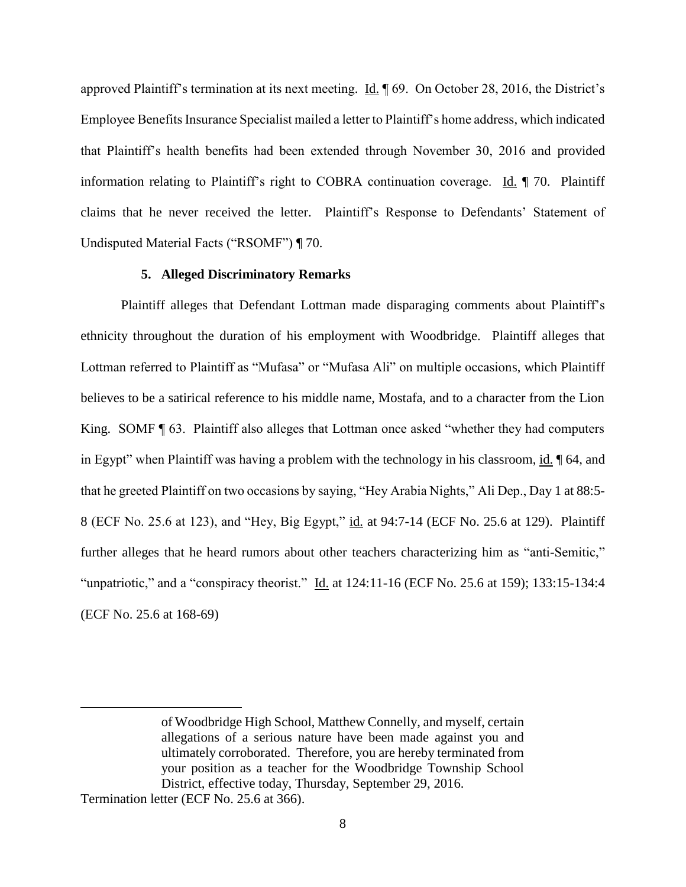approved Plaintiff's termination at its next meeting. Id. ¶ 69. On October 28, 2016, the District's Employee Benefits Insurance Specialist mailed a letter to Plaintiff's home address, which indicated that Plaintiff's health benefits had been extended through November 30, 2016 and provided information relating to Plaintiff's right to COBRA continuation coverage. Id. ¶ 70. Plaintiff claims that he never received the letter. Plaintiff's Response to Defendants' Statement of Undisputed Material Facts ("RSOMF") ¶ 70.

### 5. Alleged Discriminatory Remarks

Plaintiff alleges that Defendant Lottman made disparaging comments about Plaintiff's ethnicity throughout the duration of his employment with Woodbridge. Plaintiff alleges that Lottman referred to Plaintiff as "Mufasa" or "Mufasa Ali" on multiple occasions, which Plaintiff believes to be a satirical reference to his middle name, Mostafa, and to a character from the Lion King. SOMF ¶ 63. Plaintiff also alleges that Lottman once asked "whether they had computers in Egypt" when Plaintiff was having a problem with the technology in his classroom, id. ¶ 64, and that he greeted Plaintiff on two occasions by saying, "Hey Arabia Nights," Ali Dep., Day 1 at 88:5-8 (ECF No. 25.6 at 123), and "Hey, Big Egypt," id. at 94:7-14 (ECF No. 25.6 at 129). Plaintiff further alleges that he heard rumors about other teachers characterizing him as "anti-Semitic," "unpatriotic," and a "conspiracy theorist." Id. at 124:11-16 (ECF No. 25.6 at 159); 133:15-134:4 (ECF No. 25.6 at 168-69)

---

> of Woodbridge High School, Matthew Connelly, and myself, certain allegations of a serious nature have been made against you and ultimately corroborated. Therefore, you are hereby terminated from your position as a teacher for the Woodbridge Township School District, effective today, Thursday, September 29, 2016.

Termination letter (ECF No. 25.6 at 366).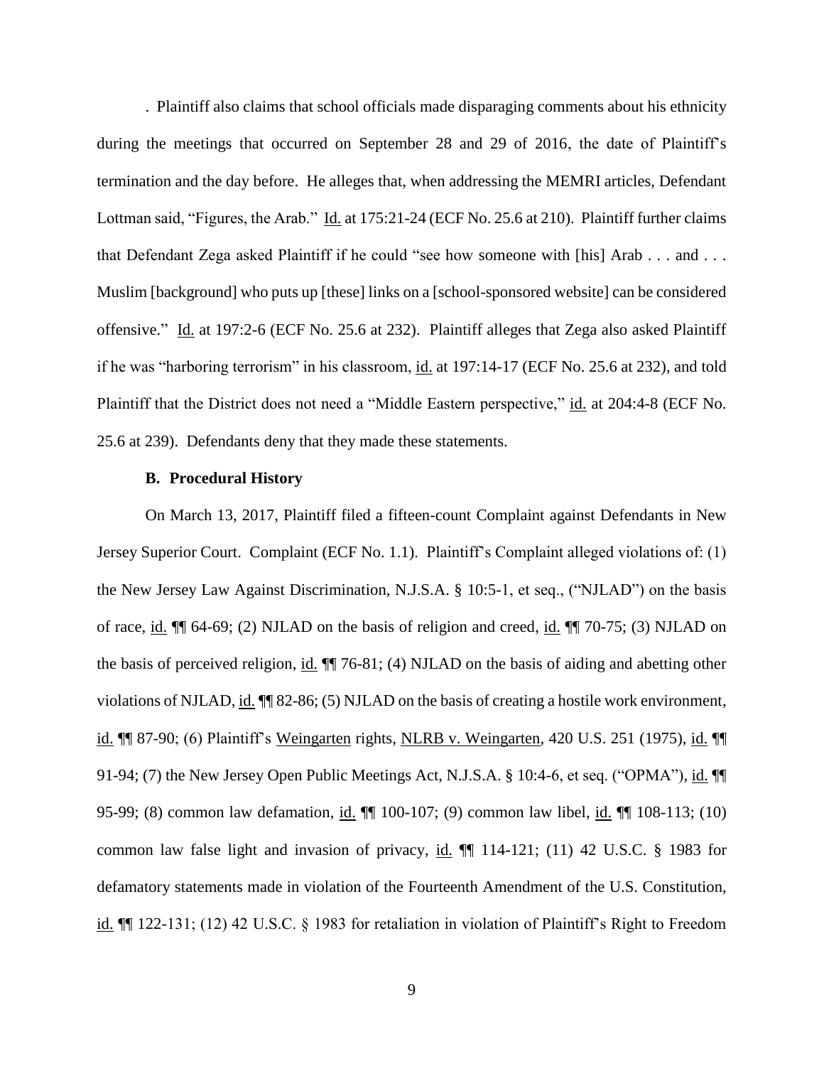. Plaintiff also claims that school officials made disparaging comments about his ethnicity during the meetings that occurred on September 28 and 29 of 2016, the date of Plaintiff's termination and the day before. He alleges that, when addressing the MEMRI articles, Defendant Lottman said, "Figures, the Arab." Id. at 175:21-24 (ECF No. 25.6 at 210). Plaintiff further claims that Defendant Zega asked Plaintiff if he could "see how someone with [his] Arab . . . and . . . Muslim [background] who puts up [these] links on a [school-sponsored website] can be considered offensive." Id. at 197:2-6 (ECF No. 25.6 at 232). Plaintiff alleges that Zega also asked Plaintiff if he was "harboring terrorism" in his classroom, id. at 197:14-17 (ECF No. 25.6 at 232), and told Plaintiff that the District does not need a "Middle Eastern perspective," id. at 204:4-8 (ECF No. 25.6 at 239). Defendants deny that they made these statements.

### B. Procedural History

On March 13, 2017, Plaintiff filed a fifteen-count Complaint against Defendants in New Jersey Superior Court. Complaint (ECF No. 1.1). Plaintiff's Complaint alleged violations of: (1) the New Jersey Law Against Discrimination, N.J.S.A. § 10:5-1, et seq., ("NJLAD") on the basis of race, id. ¶¶ 64-69; (2) NJLAD on the basis of religion and creed, id. ¶¶ 70-75; (3) NJLAD on the basis of perceived religion, id. ¶¶ 76-81; (4) NJLAD on the basis of aiding and abetting other violations of NJLAD, id. ¶¶ 82-86; (5) NJLAD on the basis of creating a hostile work environment, id. ¶¶ 87-90; (6) Plaintiff's Weingarten rights, NLRB v. Weingarten, 420 U.S. 251 (1975), id. ¶¶ 91-94; (7) the New Jersey Open Public Meetings Act, N.J.S.A. § 10:4-6, et seq. ("OPMA"), id. ¶¶ 95-99; (8) common law defamation, id. ¶¶ 100-107; (9) common law libel, id. ¶¶ 108-113; (10) common law false light and invasion of privacy, id. ¶¶ 114-121; (11) 42 U.S.C. § 1983 for defamatory statements made in violation of the Fourteenth Amendment of the U.S. Constitution, id. ¶¶ 122-131; (12) 42 U.S.C. § 1983 for retaliation in violation of Plaintiff's Right to Freedom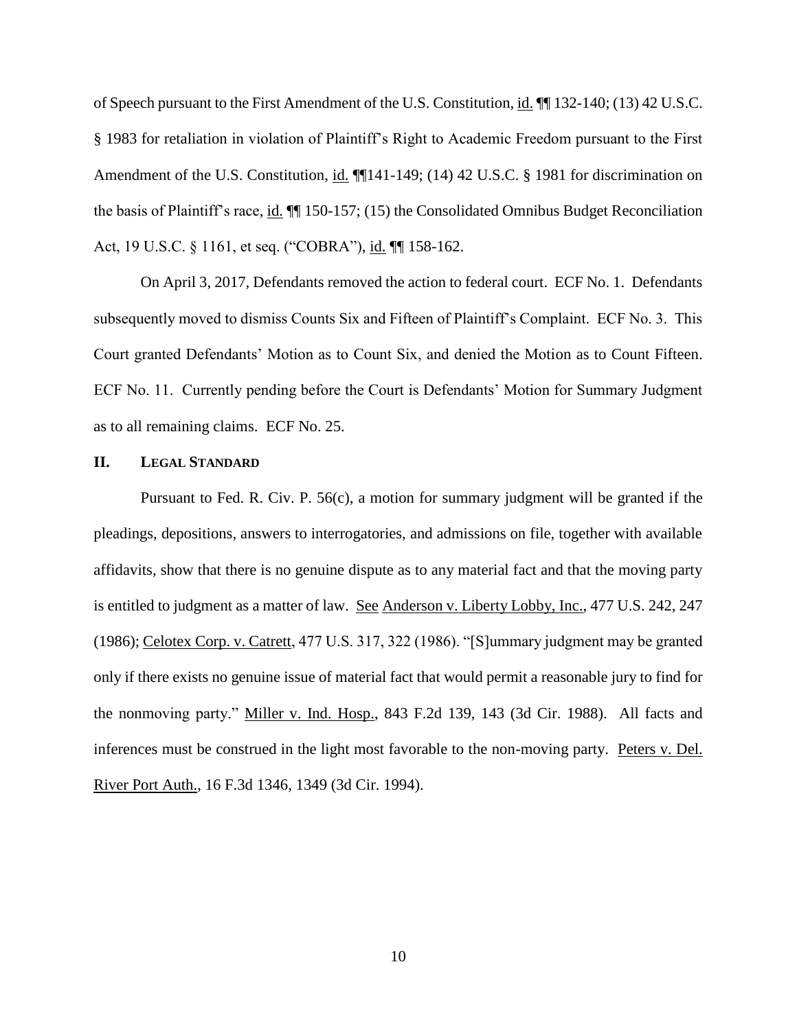of Speech pursuant to the First Amendment of the U.S. Constitution, id. ¶¶ 132-140; (13) 42 U.S.C. § 1983 for retaliation in violation of Plaintiff's Right to Academic Freedom pursuant to the First Amendment of the U.S. Constitution, id. ¶¶141-149; (14) 42 U.S.C. § 1981 for discrimination on the basis of Plaintiff's race, id. ¶¶ 150-157; (15) the Consolidated Omnibus Budget Reconciliation Act, 19 U.S.C. § 1161, et seq. ("COBRA"), id. ¶¶ 158-162.

On April 3, 2017, Defendants removed the action to federal court. ECF No. 1. Defendants subsequently moved to dismiss Counts Six and Fifteen of Plaintiff's Complaint. ECF No. 3. This Court granted Defendants' Motion as to Count Six, and denied the Motion as to Count Fifteen. ECF No. 11. Currently pending before the Court is Defendants' Motion for Summary Judgment as to all remaining claims. ECF No. 25.

## II. Legal Standard

Pursuant to Fed. R. Civ. P. 56(c), a motion for summary judgment will be granted if the pleadings, depositions, answers to interrogatories, and admissions on file, together with available affidavits, show that there is no genuine dispute as to any material fact and that the moving party is entitled to judgment as a matter of law. See Anderson v. Liberty Lobby, Inc., 477 U.S. 242, 247 (1986); Celotex Corp. v. Catrett, 477 U.S. 317, 322 (1986). "[S]ummary judgment may be granted only if there exists no genuine issue of material fact that would permit a reasonable jury to find for the nonmoving party." Miller v. Ind. Hosp., 843 F.2d 139, 143 (3d Cir. 1988). All facts and inferences must be construed in the light most favorable to the non-moving party. Peters v. Del. River Port Auth., 16 F.3d 1346, 1349 (3d Cir. 1994).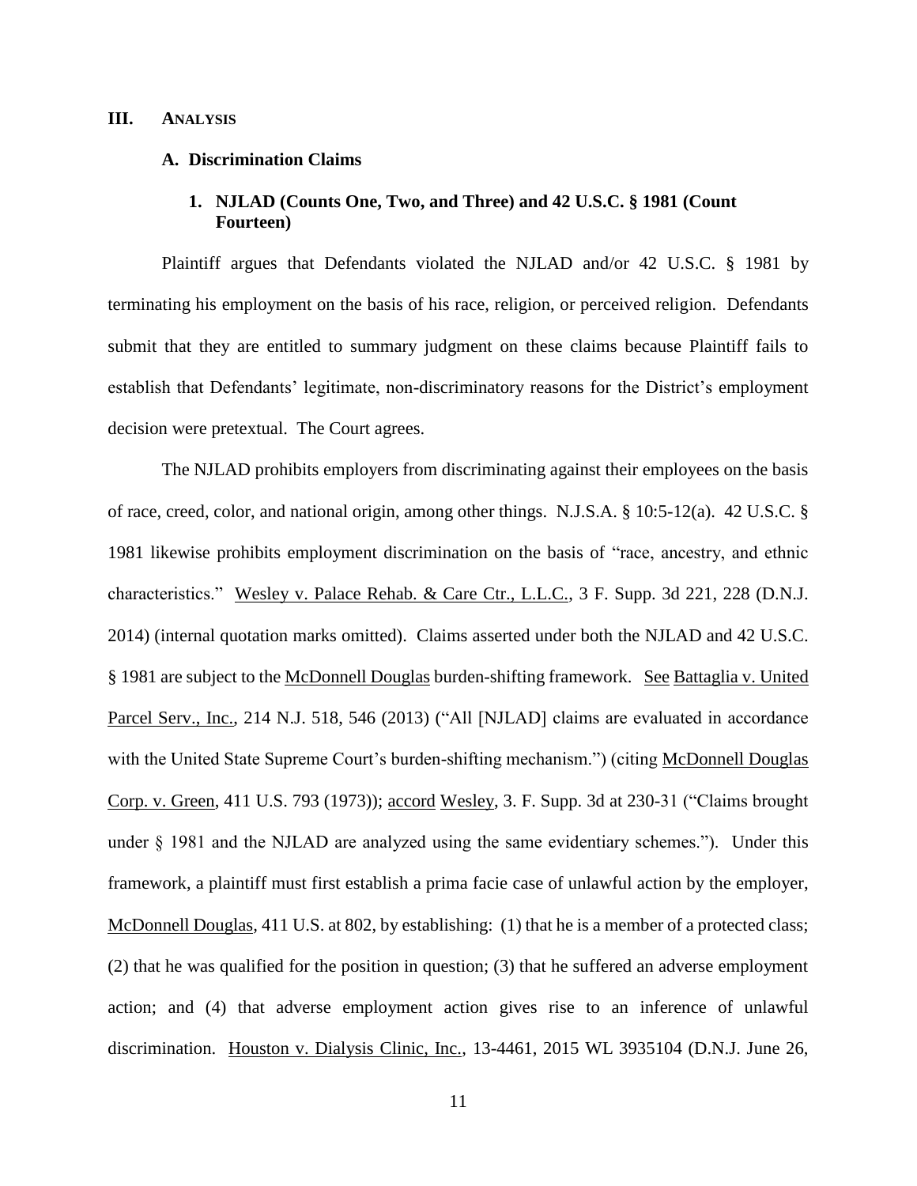## III. ANALYSIS

### A. Discrimination Claims

#### 1. NJLAD (Counts One, Two, and Three) and 42 U.S.C. § 1981 (Count Fourteen)

Plaintiff argues that Defendants violated the NJLAD and/or 42 U.S.C. § 1981 by terminating his employment on the basis of his race, religion, or perceived religion. Defendants submit that they are entitled to summary judgment on these claims because Plaintiff fails to establish that Defendants' legitimate, non-discriminatory reasons for the District's employment decision were pretextual. The Court agrees.

The NJLAD prohibits employers from discriminating against their employees on the basis of race, creed, color, and national origin, among other things. N.J.S.A. § 10:5-12(a). 42 U.S.C. § 1981 likewise prohibits employment discrimination on the basis of "race, ancestry, and ethnic characteristics." Wesley v. Palace Rehab. & Care Ctr., L.L.C., 3 F. Supp. 3d 221, 228 (D.N.J. 2014) (internal quotation marks omitted). Claims asserted under both the NJLAD and 42 U.S.C. § 1981 are subject to the McDonnell Douglas burden-shifting framework. See Battaglia v. United Parcel Serv., Inc., 214 N.J. 518, 546 (2013) ("All [NJLAD] claims are evaluated in accordance with the United State Supreme Court's burden-shifting mechanism.") (citing McDonnell Douglas Corp. v. Green, 411 U.S. 793 (1973)); accord Wesley, 3. F. Supp. 3d at 230-31 ("Claims brought under § 1981 and the NJLAD are analyzed using the same evidentiary schemes."). Under this framework, a plaintiff must first establish a prima facie case of unlawful action by the employer, McDonnell Douglas, 411 U.S. at 802, by establishing: (1) that he is a member of a protected class; (2) that he was qualified for the position in question; (3) that he suffered an adverse employment action; and (4) that adverse employment action gives rise to an inference of unlawful discrimination. Houston v. Dialysis Clinic, Inc., 13-4461, 2015 WL 3935104 (D.N.J. June 26,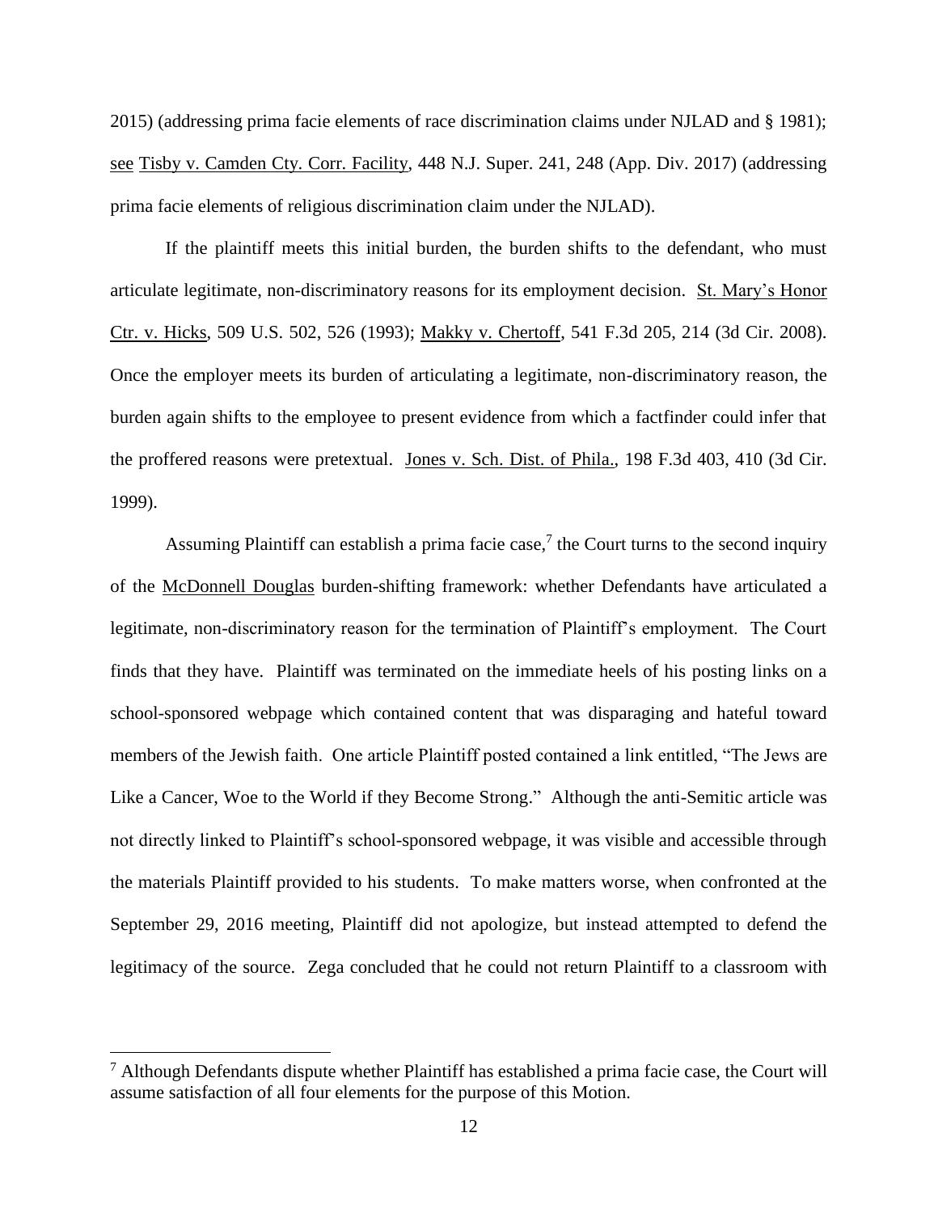2015) (addressing prima facie elements of race discrimination claims under NJLAD and § 1981); see Tisby v. Camden Cty. Corr. Facility, 448 N.J. Super. 241, 248 (App. Div. 2017) (addressing prima facie elements of religious discrimination claim under the NJLAD).

If the plaintiff meets this initial burden, the burden shifts to the defendant, who must articulate legitimate, non-discriminatory reasons for its employment decision. St. Mary's Honor Ctr. v. Hicks, 509 U.S. 502, 526 (1993); Makky v. Chertoff, 541 F.3d 205, 214 (3d Cir. 2008). Once the employer meets its burden of articulating a legitimate, non-discriminatory reason, the burden again shifts to the employee to present evidence from which a factfinder could infer that the proffered reasons were pretextual. Jones v. Sch. Dist. of Phila., 198 F.3d 403, 410 (3d Cir. 1999).

Assuming Plaintiff can establish a prima facie case,[7] the Court turns to the second inquiry of the McDonnell Douglas burden-shifting framework: whether Defendants have articulated a legitimate, non-discriminatory reason for the termination of Plaintiff's employment. The Court finds that they have. Plaintiff was terminated on the immediate heels of his posting links on a school-sponsored webpage which contained content that was disparaging and hateful toward members of the Jewish faith. One article Plaintiff posted contained a link entitled, "The Jews are Like a Cancer, Woe to the World if they Become Strong." Although the anti-Semitic article was not directly linked to Plaintiff's school-sponsored webpage, it was visible and accessible through the materials Plaintiff provided to his students. To make matters worse, when confronted at the September 29, 2016 meeting, Plaintiff did not apologize, but instead attempted to defend the legitimacy of the source. Zega concluded that he could not return Plaintiff to a classroom with

[7] Although Defendants dispute whether Plaintiff has established a prima facie case, the Court will assume satisfaction of all four elements for the purpose of this Motion.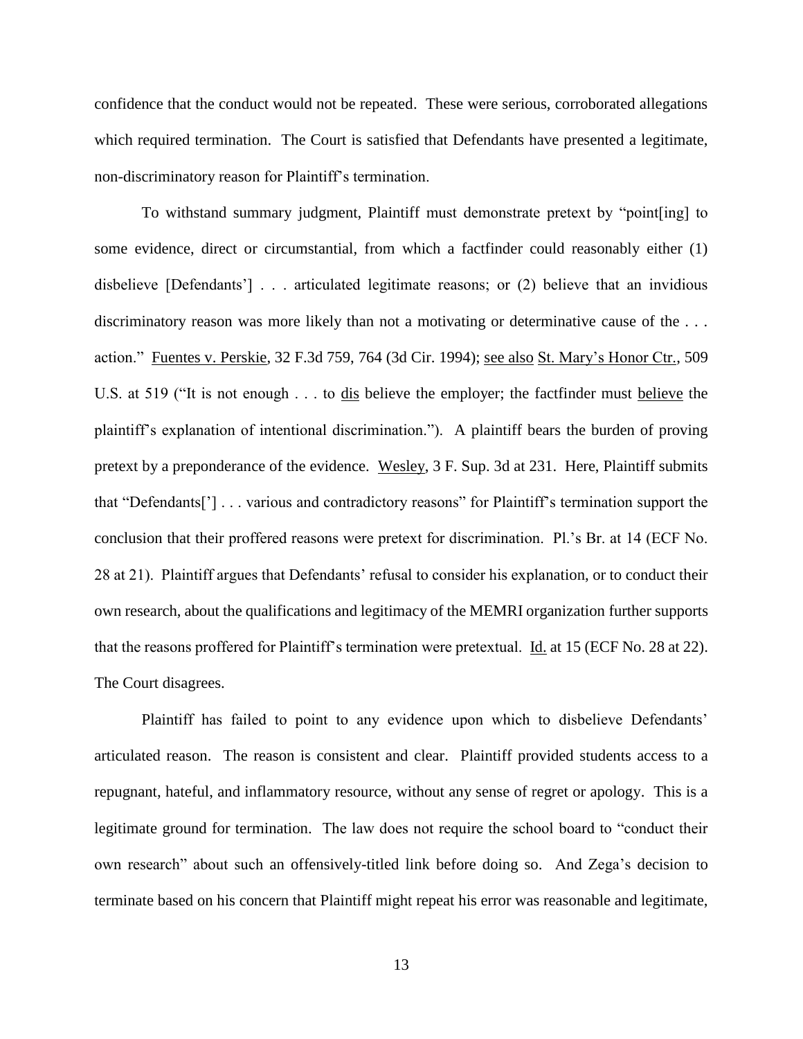confidence that the conduct would not be repeated. These were serious, corroborated allegations which required termination. The Court is satisfied that Defendants have presented a legitimate, non-discriminatory reason for Plaintiff's termination.

To withstand summary judgment, Plaintiff must demonstrate pretext by "point[ing] to some evidence, direct or circumstantial, from which a factfinder could reasonably either (1) disbelieve [Defendants'] . . . articulated legitimate reasons; or (2) believe that an invidious discriminatory reason was more likely than not a motivating or determinative cause of the . . . action." Fuentes v. Perskie, 32 F.3d 759, 764 (3d Cir. 1994); see also St. Mary's Honor Ctr., 509 U.S. at 519 ("It is not enough . . . to dis believe the employer; the factfinder must believe the plaintiff's explanation of intentional discrimination."). A plaintiff bears the burden of proving pretext by a preponderance of the evidence. Wesley, 3 F. Sup. 3d at 231. Here, Plaintiff submits that "Defendants['] . . . various and contradictory reasons" for Plaintiff's termination support the conclusion that their proffered reasons were pretext for discrimination. Pl.'s Br. at 14 (ECF No. 28 at 21). Plaintiff argues that Defendants' refusal to consider his explanation, or to conduct their own research, about the qualifications and legitimacy of the MEMRI organization further supports that the reasons proffered for Plaintiff's termination were pretextual. Id. at 15 (ECF No. 28 at 22). The Court disagrees.

Plaintiff has failed to point to any evidence upon which to disbelieve Defendants' articulated reason. The reason is consistent and clear. Plaintiff provided students access to a repugnant, hateful, and inflammatory resource, without any sense of regret or apology. This is a legitimate ground for termination. The law does not require the school board to "conduct their own research" about such an offensively-titled link before doing so. And Zega's decision to terminate based on his concern that Plaintiff might repeat his error was reasonable and legitimate,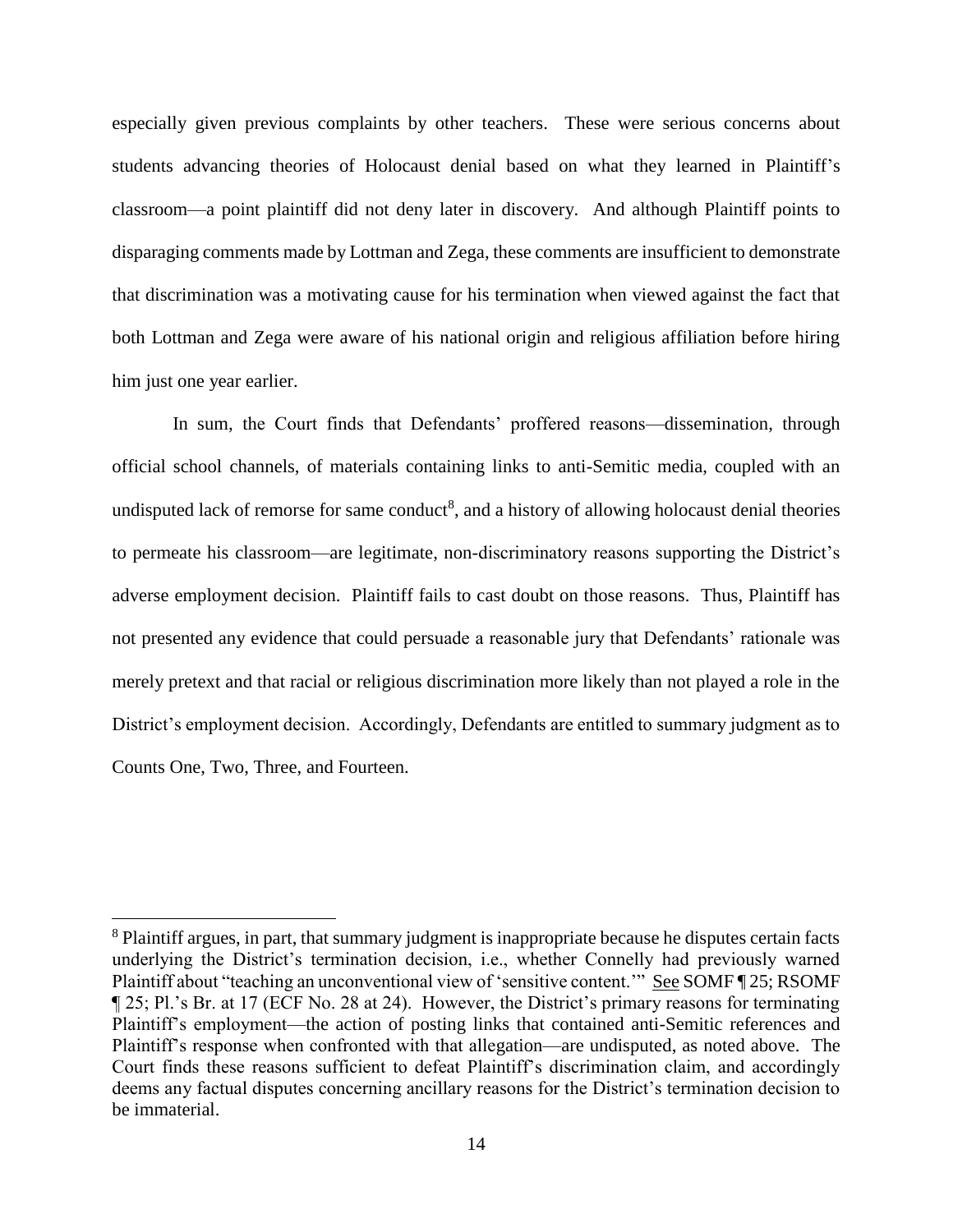especially given previous complaints by other teachers. These were serious concerns about students advancing theories of Holocaust denial based on what they learned in Plaintiff's classroom—a point plaintiff did not deny later in discovery. And although Plaintiff points to disparaging comments made by Lottman and Zega, these comments are insufficient to demonstrate that discrimination was a motivating cause for his termination when viewed against the fact that both Lottman and Zega were aware of his national origin and religious affiliation before hiring him just one year earlier.

In sum, the Court finds that Defendants' proffered reasons—dissemination, through official school channels, of materials containing links to anti-Semitic media, coupled with an undisputed lack of remorse for same conduct[8], and a history of allowing holocaust denial theories to permeate his classroom—are legitimate, non-discriminatory reasons supporting the District's adverse employment decision. Plaintiff fails to cast doubt on those reasons. Thus, Plaintiff has not presented any evidence that could persuade a reasonable jury that Defendants' rationale was merely pretext and that racial or religious discrimination more likely than not played a role in the District's employment decision. Accordingly, Defendants are entitled to summary judgment as to Counts One, Two, Three, and Fourteen.

---

[8] Plaintiff argues, in part, that summary judgment is inappropriate because he disputes certain facts underlying the District's termination decision, i.e., whether Connelly had previously warned Plaintiff about "teaching an unconventional view of 'sensitive content.'" See SOMF ¶ 25; RSOMF ¶ 25; Pl.'s Br. at 17 (ECF No. 28 at 24). However, the District's primary reasons for terminating Plaintiff's employment—the action of posting links that contained anti-Semitic references and Plaintiff's response when confronted with that allegation—are undisputed, as noted above. The Court finds these reasons sufficient to defeat Plaintiff's discrimination claim, and accordingly deems any factual disputes concerning ancillary reasons for the District's termination decision to be immaterial.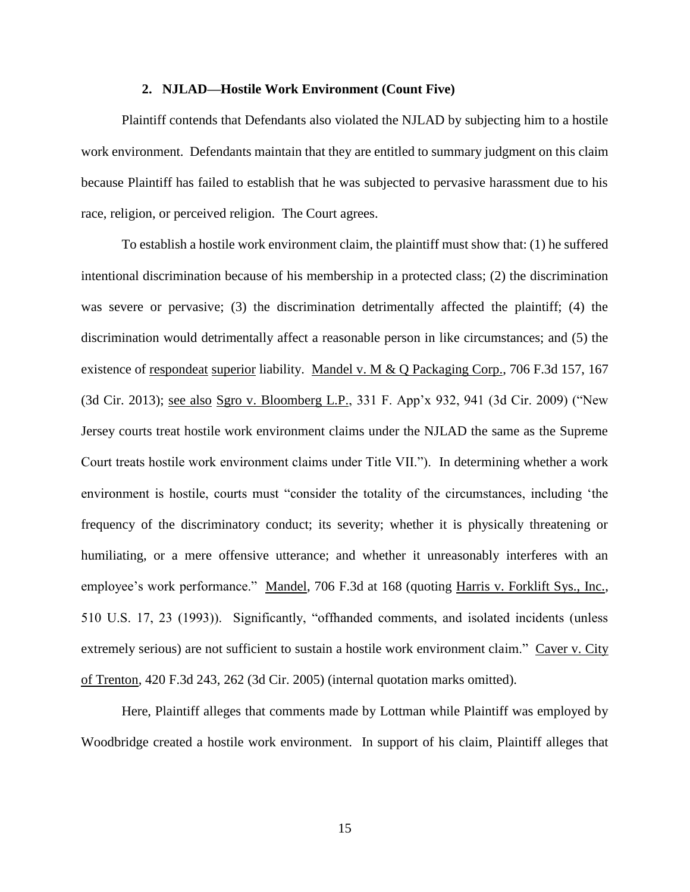### 2. NJLAD—Hostile Work Environment (Count Five)

Plaintiff contends that Defendants also violated the NJLAD by subjecting him to a hostile work environment. Defendants maintain that they are entitled to summary judgment on this claim because Plaintiff has failed to establish that he was subjected to pervasive harassment due to his race, religion, or perceived religion. The Court agrees.

To establish a hostile work environment claim, the plaintiff must show that: (1) he suffered intentional discrimination because of his membership in a protected class; (2) the discrimination was severe or pervasive; (3) the discrimination detrimentally affected the plaintiff; (4) the discrimination would detrimentally affect a reasonable person in like circumstances; and (5) the existence of respondeat superior liability. Mandel v. M & Q Packaging Corp., 706 F.3d 157, 167 (3d Cir. 2013); see also Sgro v. Bloomberg L.P., 331 F. App'x 932, 941 (3d Cir. 2009) ("New Jersey courts treat hostile work environment claims under the NJLAD the same as the Supreme Court treats hostile work environment claims under Title VII."). In determining whether a work environment is hostile, courts must "consider the totality of the circumstances, including 'the frequency of the discriminatory conduct; its severity; whether it is physically threatening or humiliating, or a mere offensive utterance; and whether it unreasonably interferes with an employee's work performance." Mandel, 706 F.3d at 168 (quoting Harris v. Forklift Sys., Inc., 510 U.S. 17, 23 (1993)). Significantly, "offhanded comments, and isolated incidents (unless extremely serious) are not sufficient to sustain a hostile work environment claim." Caver v. City of Trenton, 420 F.3d 243, 262 (3d Cir. 2005) (internal quotation marks omitted).

Here, Plaintiff alleges that comments made by Lottman while Plaintiff was employed by Woodbridge created a hostile work environment. In support of his claim, Plaintiff alleges that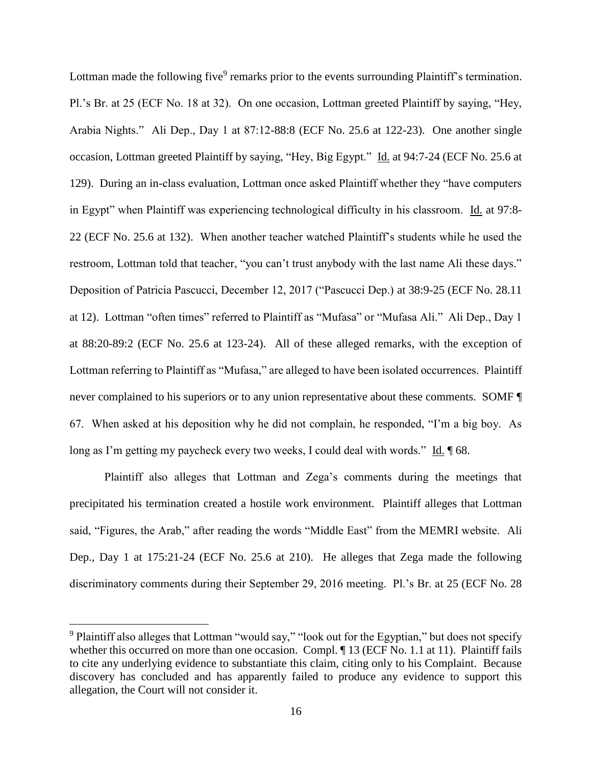Lottman made the following five[9] remarks prior to the events surrounding Plaintiff's termination. Pl.'s Br. at 25 (ECF No. 18 at 32). On one occasion, Lottman greeted Plaintiff by saying, "Hey, Arabia Nights." Ali Dep., Day 1 at 87:12-88:8 (ECF No. 25.6 at 122-23). One another single occasion, Lottman greeted Plaintiff by saying, "Hey, Big Egypt." Id. at 94:7-24 (ECF No. 25.6 at 129). During an in-class evaluation, Lottman once asked Plaintiff whether they "have computers in Egypt" when Plaintiff was experiencing technological difficulty in his classroom. Id. at 97:8-22 (ECF No. 25.6 at 132). When another teacher watched Plaintiff's students while he used the restroom, Lottman told that teacher, "you can't trust anybody with the last name Ali these days." Deposition of Patricia Pascucci, December 12, 2017 ("Pascucci Dep.) at 38:9-25 (ECF No. 28.11 at 12). Lottman "often times" referred to Plaintiff as "Mufasa" or "Mufasa Ali." Ali Dep., Day 1 at 88:20-89:2 (ECF No. 25.6 at 123-24). All of these alleged remarks, with the exception of Lottman referring to Plaintiff as "Mufasa," are alleged to have been isolated occurrences. Plaintiff never complained to his superiors or to any union representative about these comments. SOMF ¶ 67. When asked at his deposition why he did not complain, he responded, "I'm a big boy. As long as I'm getting my paycheck every two weeks, I could deal with words." Id. ¶ 68.

Plaintiff also alleges that Lottman and Zega's comments during the meetings that precipitated his termination created a hostile work environment. Plaintiff alleges that Lottman said, "Figures, the Arab," after reading the words "Middle East" from the MEMRI website. Ali Dep., Day 1 at 175:21-24 (ECF No. 25.6 at 210). He alleges that Zega made the following discriminatory comments during their September 29, 2016 meeting. Pl.'s Br. at 25 (ECF No. 28

[9] Plaintiff also alleges that Lottman "would say," "look out for the Egyptian," but does not specify whether this occurred on more than one occasion. Compl. ¶ 13 (ECF No. 1.1 at 11). Plaintiff fails to cite any underlying evidence to substantiate this claim, citing only to his Complaint. Because discovery has concluded and has apparently failed to produce any evidence to support this allegation, the Court will not consider it.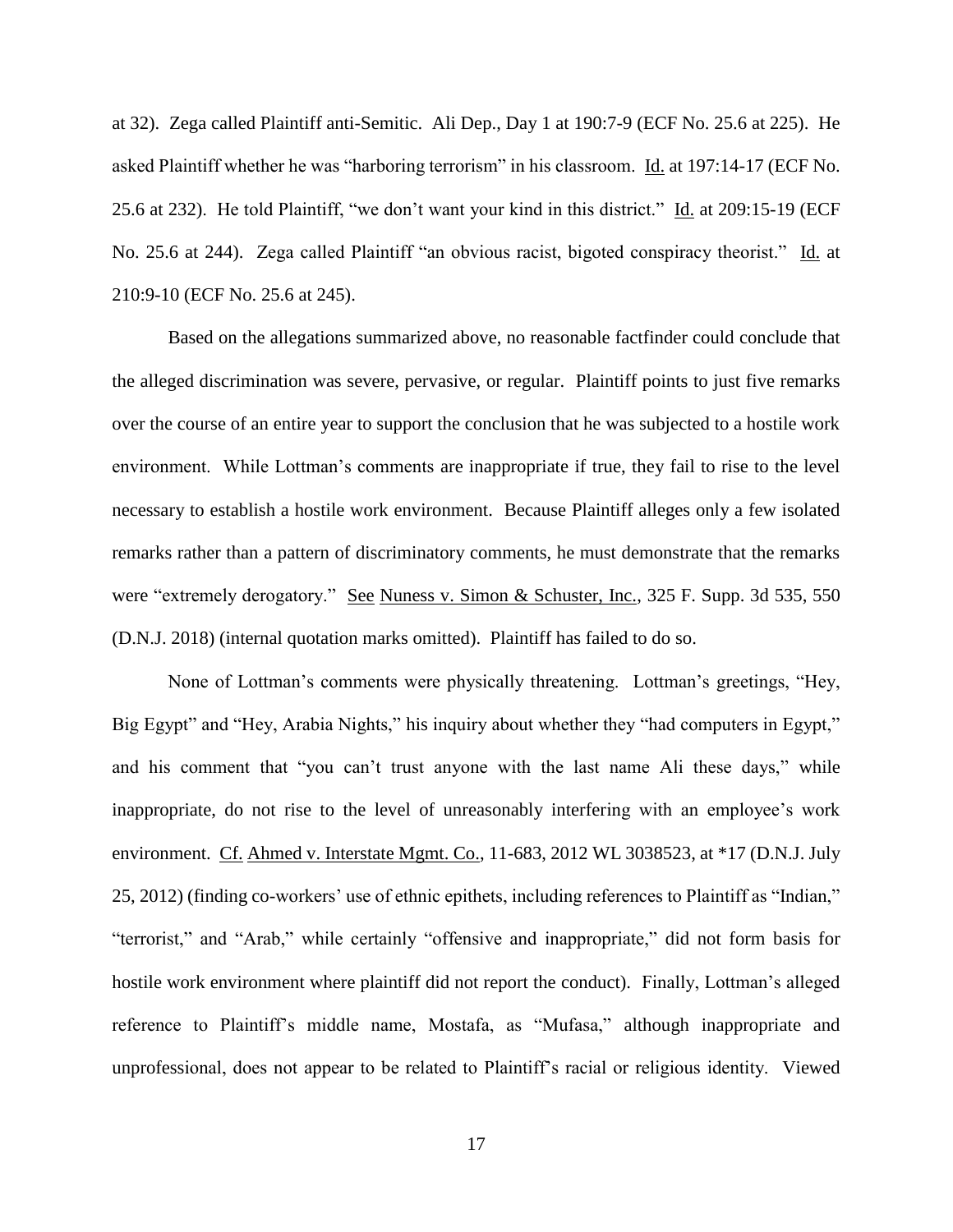at 32). Zega called Plaintiff anti-Semitic. Ali Dep., Day 1 at 190:7-9 (ECF No. 25.6 at 225). He asked Plaintiff whether he was "harboring terrorism" in his classroom. Id. at 197:14-17 (ECF No. 25.6 at 232). He told Plaintiff, "we don't want your kind in this district." Id. at 209:15-19 (ECF No. 25.6 at 244). Zega called Plaintiff "an obvious racist, bigoted conspiracy theorist." Id. at 210:9-10 (ECF No. 25.6 at 245).

Based on the allegations summarized above, no reasonable factfinder could conclude that the alleged discrimination was severe, pervasive, or regular. Plaintiff points to just five remarks over the course of an entire year to support the conclusion that he was subjected to a hostile work environment. While Lottman's comments are inappropriate if true, they fail to rise to the level necessary to establish a hostile work environment. Because Plaintiff alleges only a few isolated remarks rather than a pattern of discriminatory comments, he must demonstrate that the remarks were "extremely derogatory." See Nuness v. Simon & Schuster, Inc., 325 F. Supp. 3d 535, 550 (D.N.J. 2018) (internal quotation marks omitted). Plaintiff has failed to do so.

None of Lottman's comments were physically threatening. Lottman's greetings, "Hey, Big Egypt" and "Hey, Arabia Nights," his inquiry about whether they "had computers in Egypt," and his comment that "you can't trust anyone with the last name Ali these days," while inappropriate, do not rise to the level of unreasonably interfering with an employee's work environment. Cf. Ahmed v. Interstate Mgmt. Co., 11-683, 2012 WL 3038523, at *17 (D.N.J. July 25, 2012) (finding co-workers' use of ethnic epithets, including references to Plaintiff as "Indian," "terrorist," and "Arab," while certainly "offensive and inappropriate," did not form basis for hostile work environment where plaintiff did not report the conduct). Finally, Lottman's alleged reference to Plaintiff's middle name, Mostafa, as "Mufasa," although inappropriate and unprofessional, does not appear to be related to Plaintiff's racial or religious identity. Viewed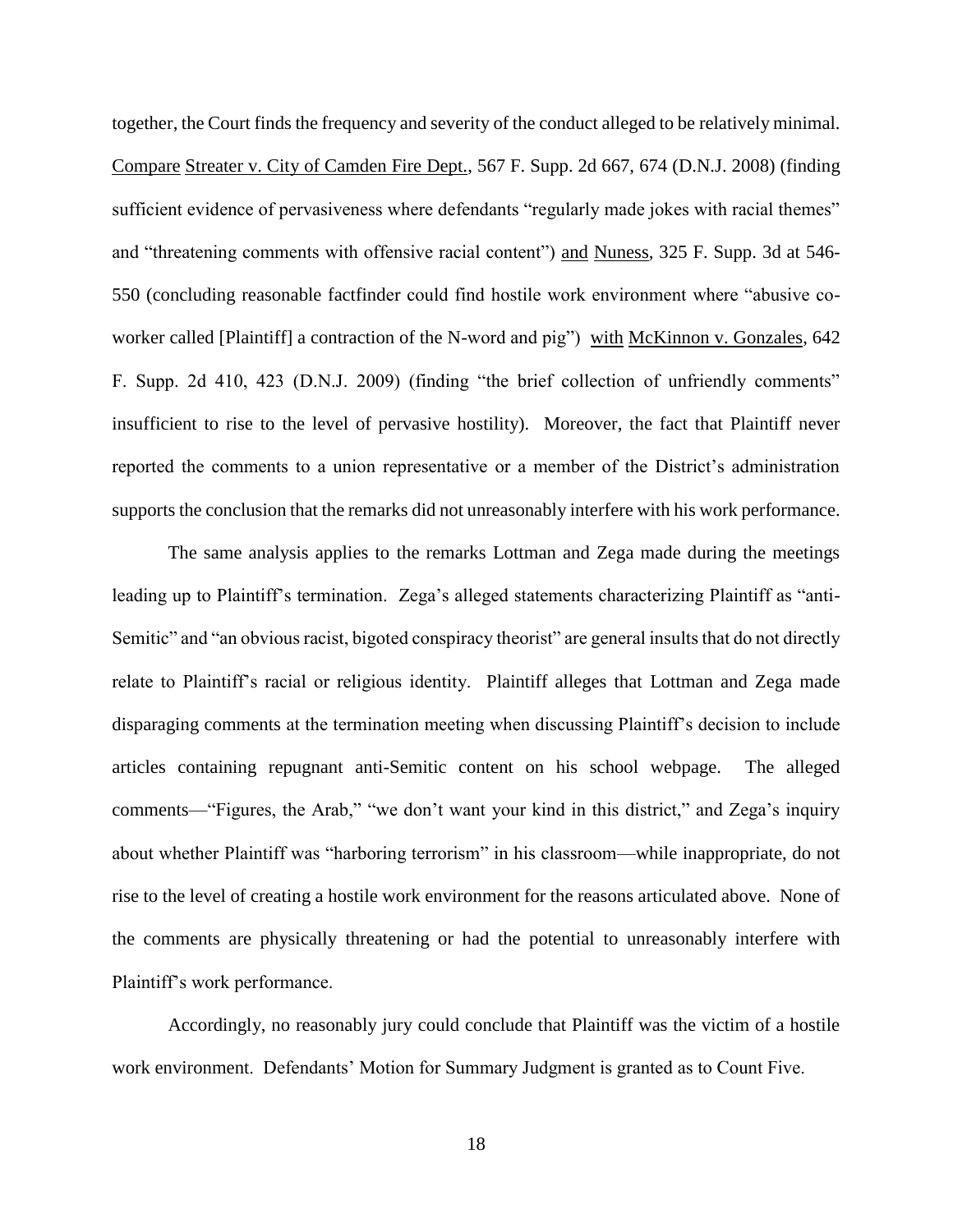together, the Court finds the frequency and severity of the conduct alleged to be relatively minimal. Compare Streater v. City of Camden Fire Dept., 567 F. Supp. 2d 667, 674 (D.N.J. 2008) (finding sufficient evidence of pervasiveness where defendants "regularly made jokes with racial themes" and "threatening comments with offensive racial content") and Nuness, 325 F. Supp. 3d at 546-550 (concluding reasonable factfinder could find hostile work environment where "abusive co-worker called [Plaintiff] a contraction of the N-word and pig") with McKinnon v. Gonzales, 642 F. Supp. 2d 410, 423 (D.N.J. 2009) (finding "the brief collection of unfriendly comments" insufficient to rise to the level of pervasive hostility). Moreover, the fact that Plaintiff never reported the comments to a union representative or a member of the District's administration supports the conclusion that the remarks did not unreasonably interfere with his work performance.

The same analysis applies to the remarks Lottman and Zega made during the meetings leading up to Plaintiff's termination. Zega's alleged statements characterizing Plaintiff as "anti-Semitic" and "an obvious racist, bigoted conspiracy theorist" are general insults that do not directly relate to Plaintiff's racial or religious identity. Plaintiff alleges that Lottman and Zega made disparaging comments at the termination meeting when discussing Plaintiff's decision to include articles containing repugnant anti-Semitic content on his school webpage. The alleged comments—"Figures, the Arab," "we don't want your kind in this district," and Zega's inquiry about whether Plaintiff was "harboring terrorism" in his classroom—while inappropriate, do not rise to the level of creating a hostile work environment for the reasons articulated above. None of the comments are physically threatening or had the potential to unreasonably interfere with Plaintiff's work performance.

Accordingly, no reasonably jury could conclude that Plaintiff was the victim of a hostile work environment. Defendants' Motion for Summary Judgment is granted as to Count Five.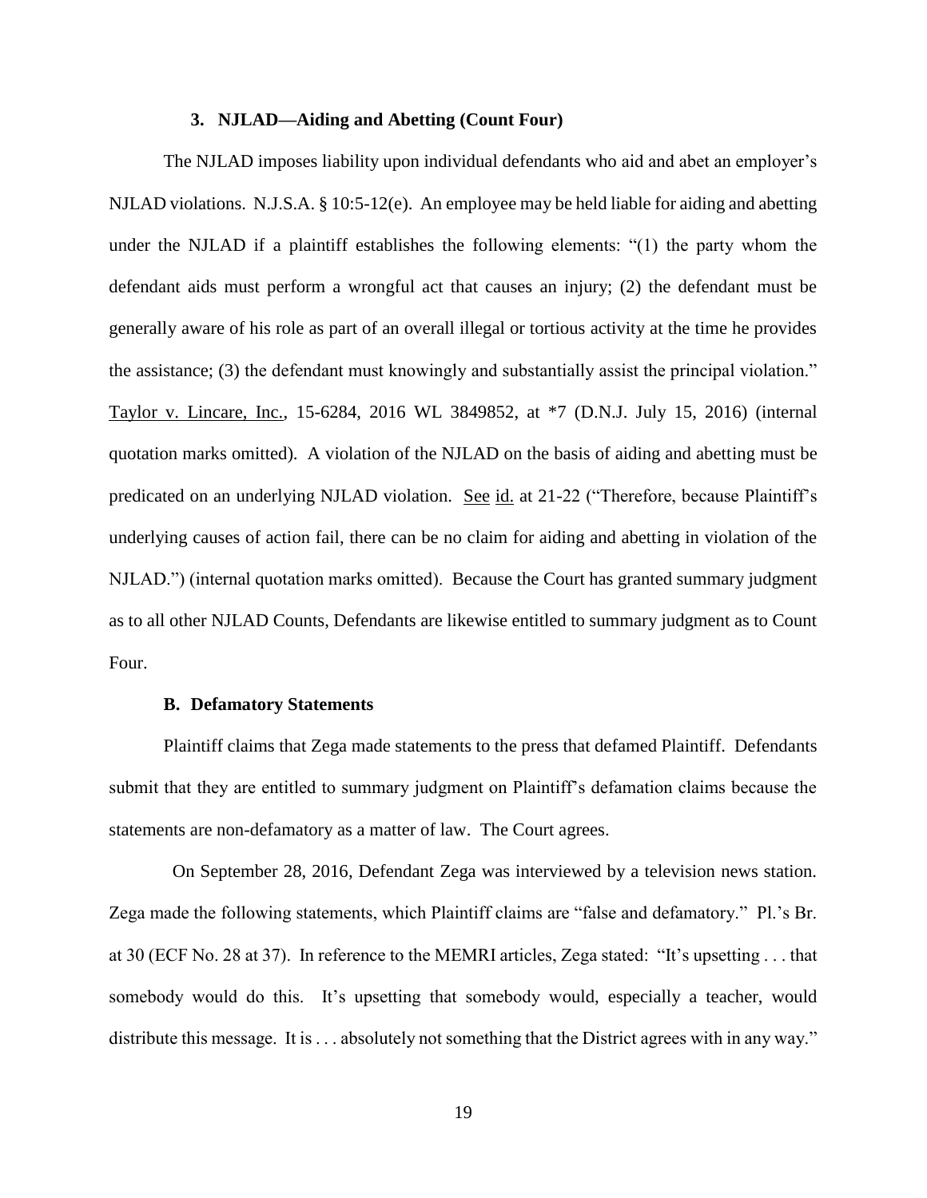### 3. NJLAD—Aiding and Abetting (Count Four)

The NJLAD imposes liability upon individual defendants who aid and abet an employer's NJLAD violations. N.J.S.A. § 10:5-12(e). An employee may be held liable for aiding and abetting under the NJLAD if a plaintiff establishes the following elements: "(1) the party whom the defendant aids must perform a wrongful act that causes an injury; (2) the defendant must be generally aware of his role as part of an overall illegal or tortious activity at the time he provides the assistance; (3) the defendant must knowingly and substantially assist the principal violation." Taylor v. Lincare, Inc., 15-6284, 2016 WL 3849852, at *7 (D.N.J. July 15, 2016) (internal quotation marks omitted). A violation of the NJLAD on the basis of aiding and abetting must be predicated on an underlying NJLAD violation. See id. at 21-22 ("Therefore, because Plaintiff's underlying causes of action fail, there can be no claim for aiding and abetting in violation of the NJLAD.") (internal quotation marks omitted). Because the Court has granted summary judgment as to all other NJLAD Counts, Defendants are likewise entitled to summary judgment as to Count Four.

## B. Defamatory Statements

Plaintiff claims that Zega made statements to the press that defamed Plaintiff. Defendants submit that they are entitled to summary judgment on Plaintiff's defamation claims because the statements are non-defamatory as a matter of law. The Court agrees.

On September 28, 2016, Defendant Zega was interviewed by a television news station. Zega made the following statements, which Plaintiff claims are "false and defamatory." Pl.'s Br. at 30 (ECF No. 28 at 37). In reference to the MEMRI articles, Zega stated: "It's upsetting . . . that somebody would do this. It's upsetting that somebody would, especially a teacher, would distribute this message. It is . . . absolutely not something that the District agrees with in any way."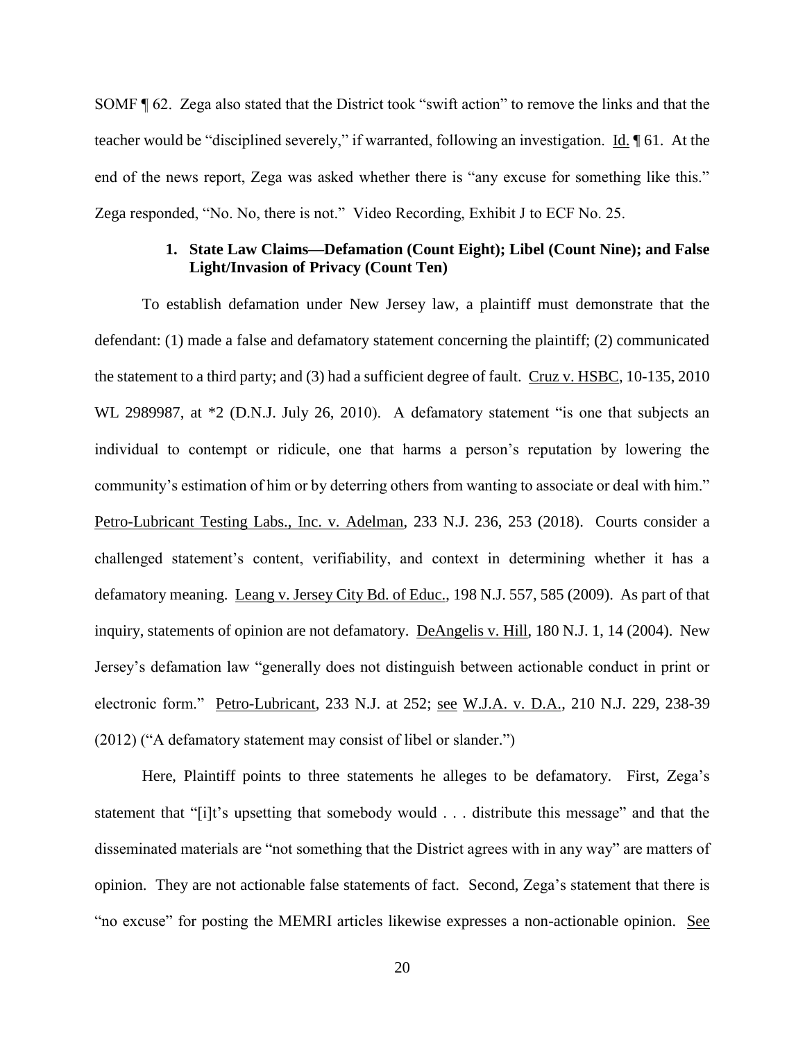SOMF ¶ 62. Zega also stated that the District took "swift action" to remove the links and that the teacher would be "disciplined severely," if warranted, following an investigation. Id. ¶ 61. At the end of the news report, Zega was asked whether there is "any excuse for something like this." Zega responded, "No. No, there is not." Video Recording, Exhibit J to ECF No. 25.

### 1. State Law Claims—Defamation (Count Eight); Libel (Count Nine); and False Light/Invasion of Privacy (Count Ten)

To establish defamation under New Jersey law, a plaintiff must demonstrate that the defendant: (1) made a false and defamatory statement concerning the plaintiff; (2) communicated the statement to a third party; and (3) had a sufficient degree of fault. Cruz v. HSBC, 10-135, 2010 WL 2989987, at *2 (D.N.J. July 26, 2010). A defamatory statement "is one that subjects an individual to contempt or ridicule, one that harms a person's reputation by lowering the community's estimation of him or by deterring others from wanting to associate or deal with him." Petro-Lubricant Testing Labs., Inc. v. Adelman, 233 N.J. 236, 253 (2018). Courts consider a challenged statement's content, verifiability, and context in determining whether it has a defamatory meaning. Leang v. Jersey City Bd. of Educ., 198 N.J. 557, 585 (2009). As part of that inquiry, statements of opinion are not defamatory. DeAngelis v. Hill, 180 N.J. 1, 14 (2004). New Jersey's defamation law "generally does not distinguish between actionable conduct in print or electronic form." Petro-Lubricant, 233 N.J. at 252; see W.J.A. v. D.A., 210 N.J. 229, 238-39 (2012) ("A defamatory statement may consist of libel or slander.")

Here, Plaintiff points to three statements he alleges to be defamatory. First, Zega's statement that "[i]t's upsetting that somebody would . . . distribute this message" and that the disseminated materials are "not something that the District agrees with in any way" are matters of opinion. They are not actionable false statements of fact. Second, Zega's statement that there is "no excuse" for posting the MEMRI articles likewise expresses a non-actionable opinion. See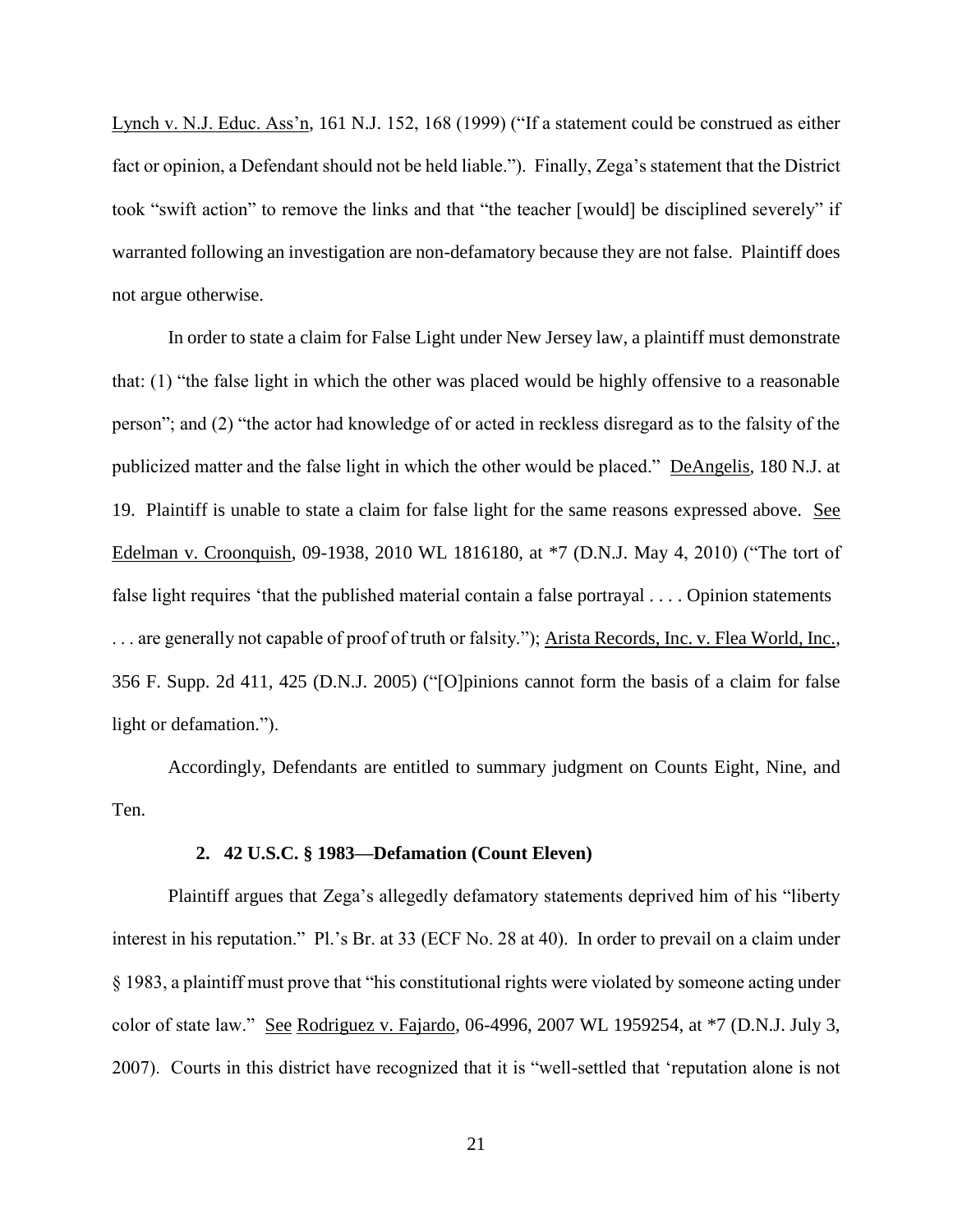Lynch v. N.J. Educ. Ass'n, 161 N.J. 152, 168 (1999) ("If a statement could be construed as either fact or opinion, a Defendant should not be held liable."). Finally, Zega's statement that the District took "swift action" to remove the links and that "the teacher [would] be disciplined severely" if warranted following an investigation are non-defamatory because they are not false. Plaintiff does not argue otherwise.

In order to state a claim for False Light under New Jersey law, a plaintiff must demonstrate that: (1) "the false light in which the other was placed would be highly offensive to a reasonable person"; and (2) "the actor had knowledge of or acted in reckless disregard as to the falsity of the publicized matter and the false light in which the other would be placed." DeAngelis, 180 N.J. at 19. Plaintiff is unable to state a claim for false light for the same reasons expressed above. See Edelman v. Croonquish, 09-1938, 2010 WL 1816180, at *7 (D.N.J. May 4, 2010) ("The tort of false light requires 'that the published material contain a false portrayal . . . . Opinion statements . . . are generally not capable of proof of truth or falsity."); Arista Records, Inc. v. Flea World, Inc., 356 F. Supp. 2d 411, 425 (D.N.J. 2005) ("[O]pinions cannot form the basis of a claim for false light or defamation.").

Accordingly, Defendants are entitled to summary judgment on Counts Eight, Nine, and Ten.

### 2. 42 U.S.C. § 1983—Defamation (Count Eleven)

Plaintiff argues that Zega's allegedly defamatory statements deprived him of his "liberty interest in his reputation." Pl.'s Br. at 33 (ECF No. 28 at 40). In order to prevail on a claim under § 1983, a plaintiff must prove that "his constitutional rights were violated by someone acting under color of state law." See Rodriguez v. Fajardo, 06-4996, 2007 WL 1959254, at *7 (D.N.J. July 3, 2007). Courts in this district have recognized that it is "well-settled that 'reputation alone is not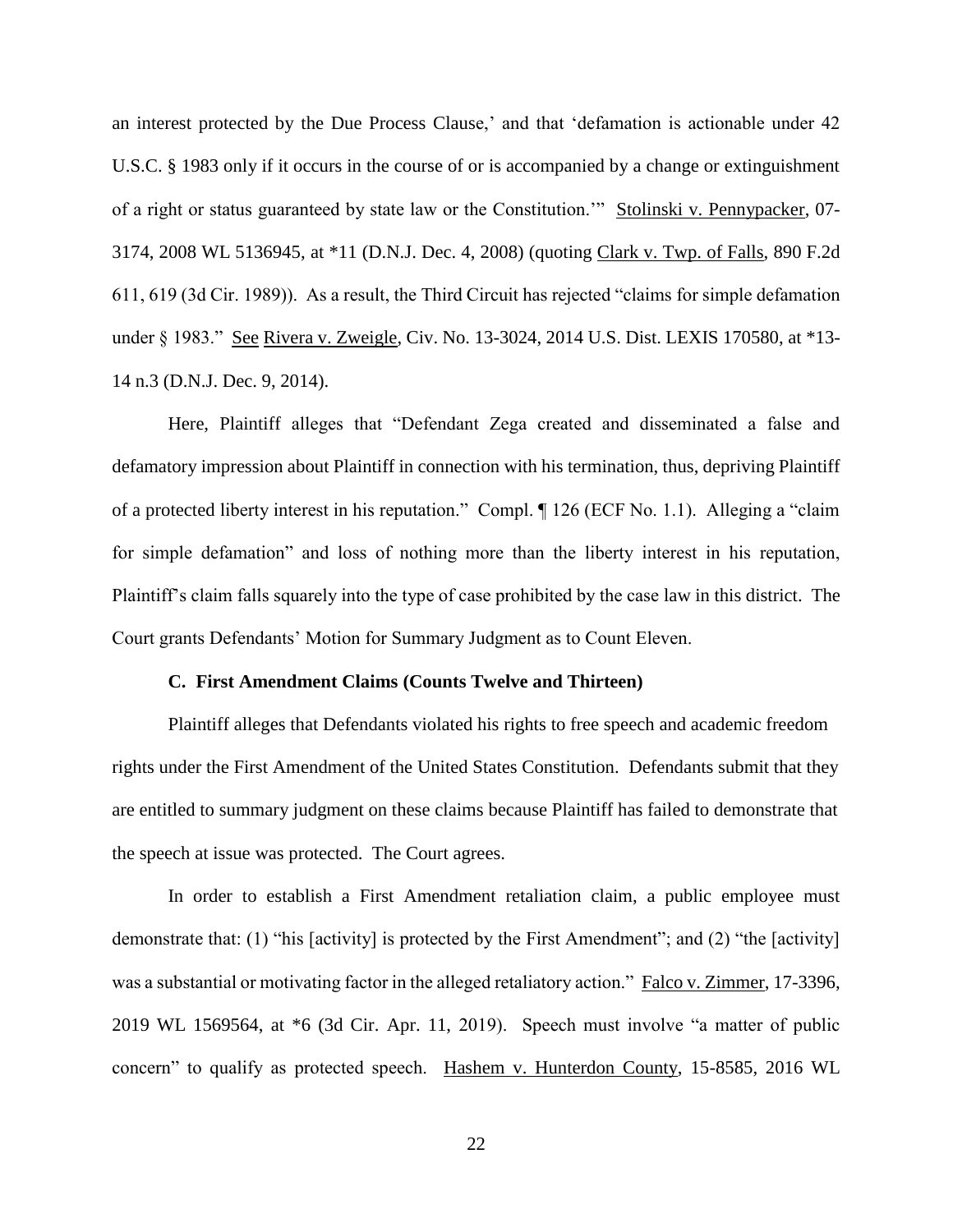an interest protected by the Due Process Clause,' and that 'defamation is actionable under 42 U.S.C. § 1983 only if it occurs in the course of or is accompanied by a change or extinguishment of a right or status guaranteed by state law or the Constitution.'" Stolinski v. Pennypacker, 07-3174, 2008 WL 5136945, at *11 (D.N.J. Dec. 4, 2008) (quoting Clark v. Twp. of Falls, 890 F.2d 611, 619 (3d Cir. 1989)). As a result, the Third Circuit has rejected "claims for simple defamation under § 1983." See Rivera v. Zweigle, Civ. No. 13-3024, 2014 U.S. Dist. LEXIS 170580, at *13-14 n.3 (D.N.J. Dec. 9, 2014).

Here, Plaintiff alleges that "Defendant Zega created and disseminated a false and defamatory impression about Plaintiff in connection with his termination, thus, depriving Plaintiff of a protected liberty interest in his reputation." Compl. ¶ 126 (ECF No. 1.1). Alleging a "claim for simple defamation" and loss of nothing more than the liberty interest in his reputation, Plaintiff's claim falls squarely into the type of case prohibited by the case law in this district. The Court grants Defendants' Motion for Summary Judgment as to Count Eleven.

### C. First Amendment Claims (Counts Twelve and Thirteen)

Plaintiff alleges that Defendants violated his rights to free speech and academic freedom rights under the First Amendment of the United States Constitution. Defendants submit that they are entitled to summary judgment on these claims because Plaintiff has failed to demonstrate that the speech at issue was protected. The Court agrees.

In order to establish a First Amendment retaliation claim, a public employee must demonstrate that: (1) "his [activity] is protected by the First Amendment"; and (2) "the [activity] was a substantial or motivating factor in the alleged retaliatory action." Falco v. Zimmer, 17-3396, 2019 WL 1569564, at *6 (3d Cir. Apr. 11, 2019). Speech must involve "a matter of public concern" to qualify as protected speech. Hashem v. Hunterdon County, 15-8585, 2016 WL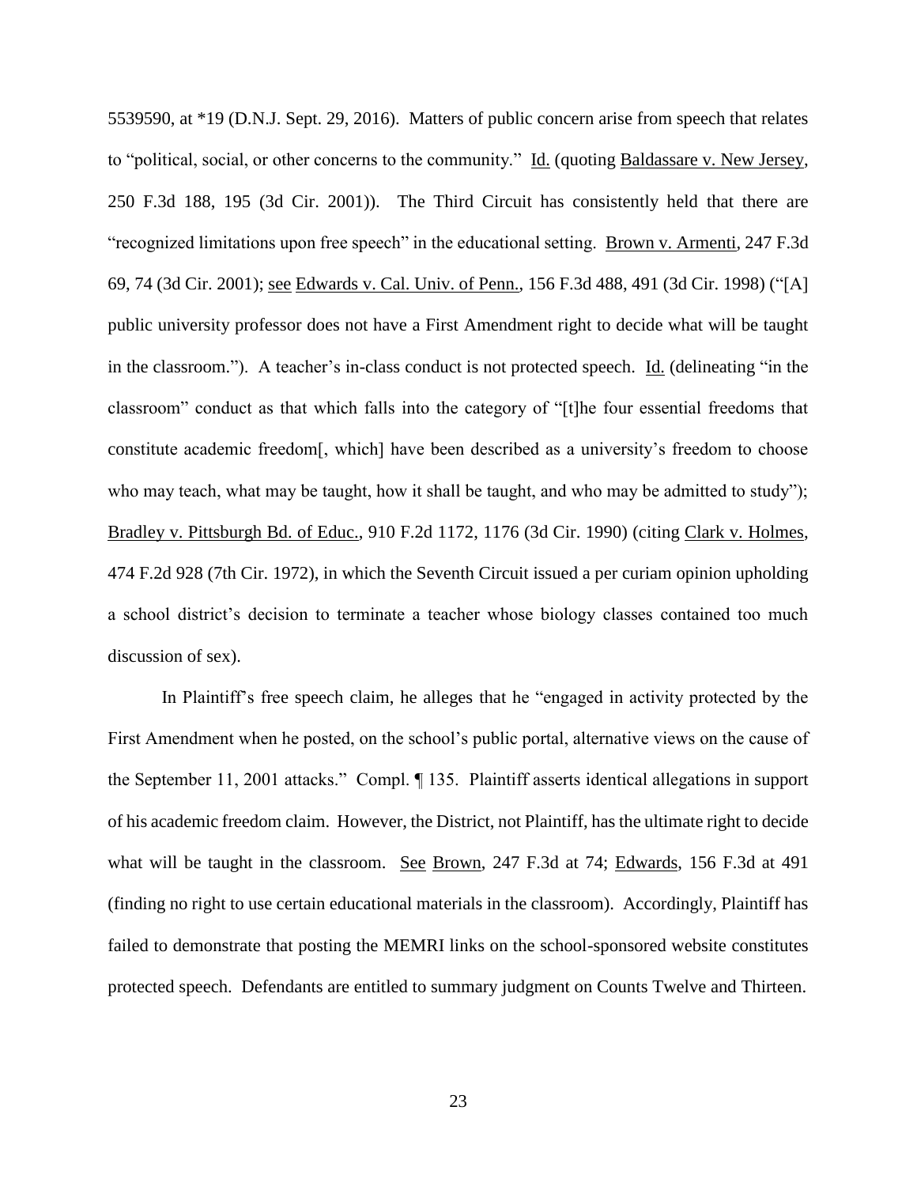5539590, at *19 (D.N.J. Sept. 29, 2016). Matters of public concern arise from speech that relates to "political, social, or other concerns to the community." Id. (quoting Baldassare v. New Jersey, 250 F.3d 188, 195 (3d Cir. 2001)). The Third Circuit has consistently held that there are "recognized limitations upon free speech" in the educational setting. Brown v. Armenti, 247 F.3d 69, 74 (3d Cir. 2001); see Edwards v. Cal. Univ. of Penn., 156 F.3d 488, 491 (3d Cir. 1998) ("[A] public university professor does not have a First Amendment right to decide what will be taught in the classroom."). A teacher's in-class conduct is not protected speech. Id. (delineating "in the classroom" conduct as that which falls into the category of "[t]he four essential freedoms that constitute academic freedom[, which] have been described as a university's freedom to choose who may teach, what may be taught, how it shall be taught, and who may be admitted to study"); Bradley v. Pittsburgh Bd. of Educ., 910 F.2d 1172, 1176 (3d Cir. 1990) (citing Clark v. Holmes, 474 F.2d 928 (7th Cir. 1972), in which the Seventh Circuit issued a per curiam opinion upholding a school district's decision to terminate a teacher whose biology classes contained too much discussion of sex).

In Plaintiff's free speech claim, he alleges that he "engaged in activity protected by the First Amendment when he posted, on the school's public portal, alternative views on the cause of the September 11, 2001 attacks." Compl. ¶ 135. Plaintiff asserts identical allegations in support of his academic freedom claim. However, the District, not Plaintiff, has the ultimate right to decide what will be taught in the classroom. See Brown, 247 F.3d at 74; Edwards, 156 F.3d at 491 (finding no right to use certain educational materials in the classroom). Accordingly, Plaintiff has failed to demonstrate that posting the MEMRI links on the school-sponsored website constitutes protected speech. Defendants are entitled to summary judgment on Counts Twelve and Thirteen.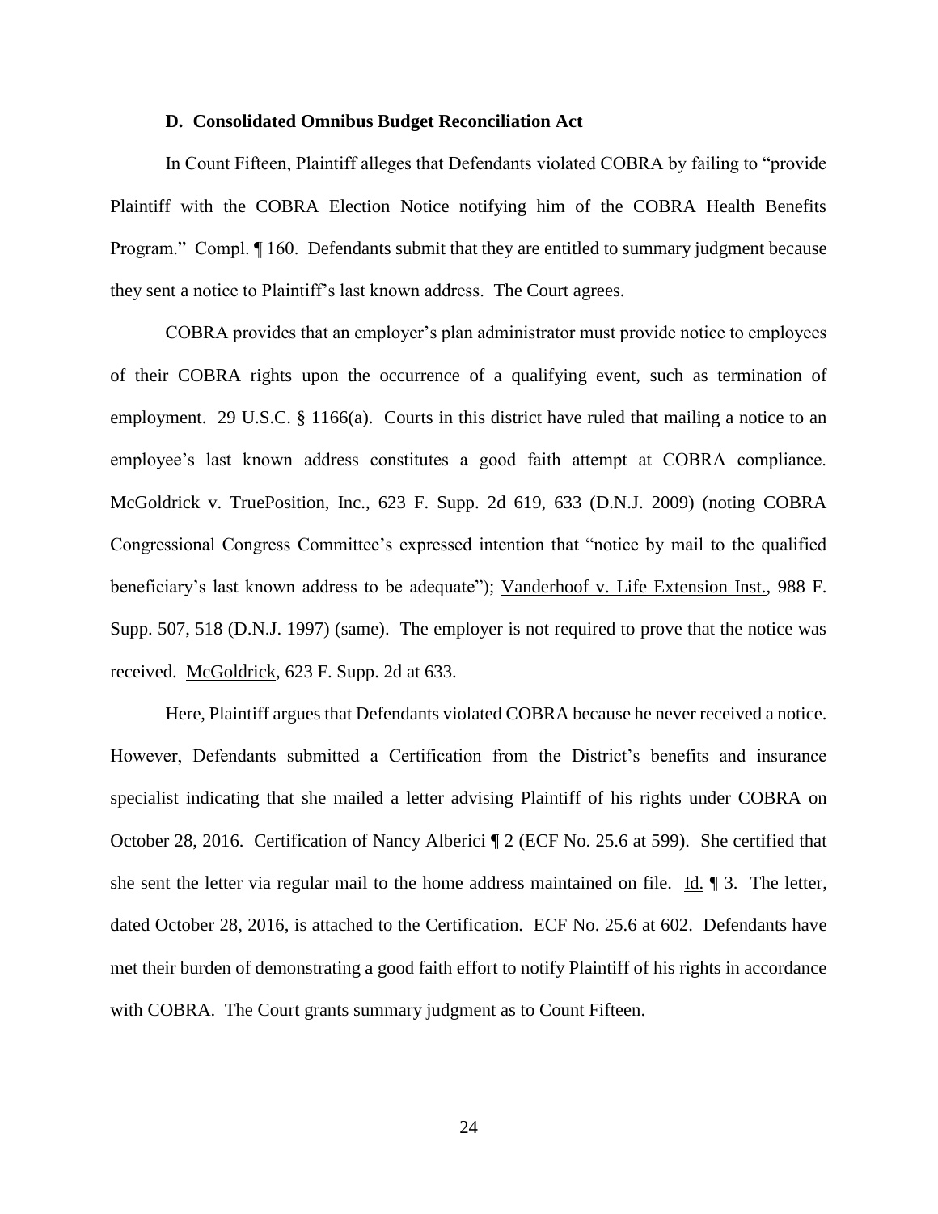### D. Consolidated Omnibus Budget Reconciliation Act

In Count Fifteen, Plaintiff alleges that Defendants violated COBRA by failing to "provide Plaintiff with the COBRA Election Notice notifying him of the COBRA Health Benefits Program." Compl. ¶ 160. Defendants submit that they are entitled to summary judgment because they sent a notice to Plaintiff's last known address. The Court agrees.

COBRA provides that an employer's plan administrator must provide notice to employees of their COBRA rights upon the occurrence of a qualifying event, such as termination of employment. 29 U.S.C. § 1166(a). Courts in this district have ruled that mailing a notice to an employee's last known address constitutes a good faith attempt at COBRA compliance. McGoldrick v. TruePosition, Inc., 623 F. Supp. 2d 619, 633 (D.N.J. 2009) (noting COBRA Congressional Congress Committee's expressed intention that "notice by mail to the qualified beneficiary's last known address to be adequate"); Vanderhoof v. Life Extension Inst., 988 F. Supp. 507, 518 (D.N.J. 1997) (same). The employer is not required to prove that the notice was received. McGoldrick, 623 F. Supp. 2d at 633.

Here, Plaintiff argues that Defendants violated COBRA because he never received a notice. However, Defendants submitted a Certification from the District's benefits and insurance specialist indicating that she mailed a letter advising Plaintiff of his rights under COBRA on October 28, 2016. Certification of Nancy Alberici ¶ 2 (ECF No. 25.6 at 599). She certified that she sent the letter via regular mail to the home address maintained on file. Id. ¶ 3. The letter, dated October 28, 2016, is attached to the Certification. ECF No. 25.6 at 602. Defendants have met their burden of demonstrating a good faith effort to notify Plaintiff of his rights in accordance with COBRA. The Court grants summary judgment as to Count Fifteen.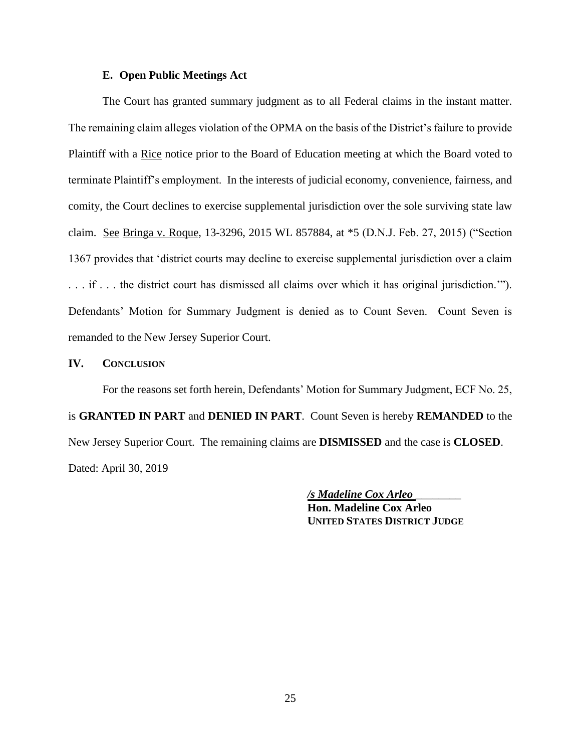### E. Open Public Meetings Act

The Court has granted summary judgment as to all Federal claims in the instant matter. The remaining claim alleges violation of the OPMA on the basis of the District's failure to provide Plaintiff with a Rice notice prior to the Board of Education meeting at which the Board voted to terminate Plaintiff's employment. In the interests of judicial economy, convenience, fairness, and comity, the Court declines to exercise supplemental jurisdiction over the sole surviving state law claim. See Bringa v. Roque, 13-3296, 2015 WL 857884, at *5 (D.N.J. Feb. 27, 2015) ("Section 1367 provides that 'district courts may decline to exercise supplemental jurisdiction over a claim . . . if . . . the district court has dismissed all claims over which it has original jurisdiction.'"). Defendants' Motion for Summary Judgment is denied as to Count Seven. Count Seven is remanded to the New Jersey Superior Court.

## IV. CONCLUSION

For the reasons set forth herein, Defendants' Motion for Summary Judgment, ECF No. 25, is **GRANTED IN PART** and **DENIED IN PART**. Count Seven is hereby **REMANDED** to the New Jersey Superior Court. The remaining claims are **DISMISSED** and the case is **CLOSED**.

Dated: April 30, 2019

***/s Madeline Cox Arleo***
**Hon. Madeline Cox Arleo**
**UNITED STATES DISTRICT JUDGE**